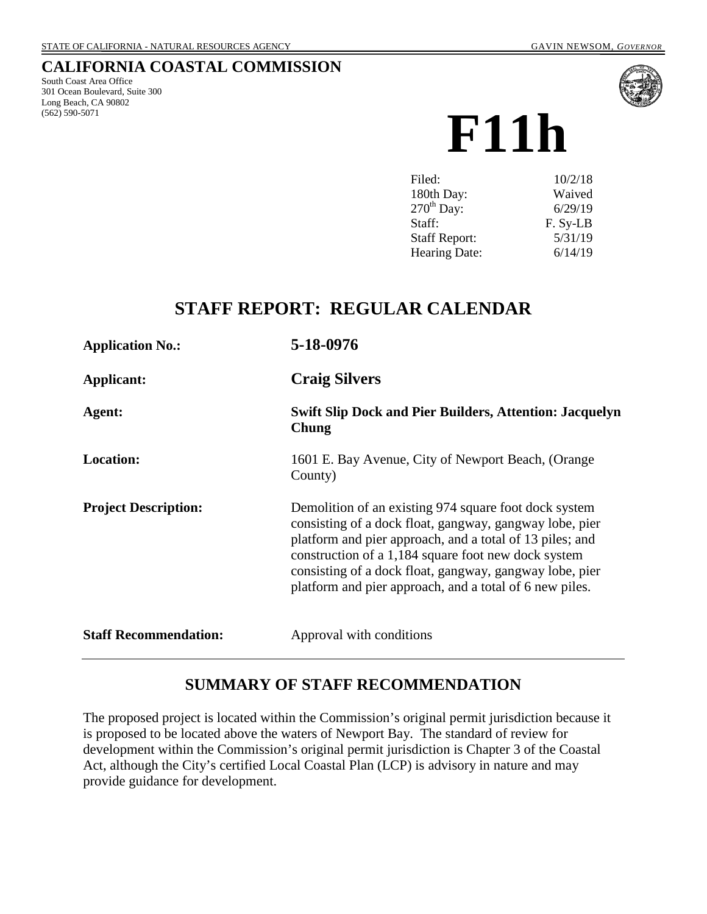STATE OF CALIFORNIA - NATURAL RESOURCES AGENCY GAVIN NEWSOM, *GOVERNOR*

# CALIFORNIA COASTAL COMMISSION

South Coast Area Office
301 Ocean Boulevard, Suite 300
Long Beach, CA 90802
(562) 590-5071

# F11h

| | |
|---|---|
| Filed: | 10/2/18 |
| 180th Day: | Waived |
| 270th Day: | 6/29/19 |
| Staff: | F. Sy-LB |
| Staff Report: | 5/31/19 |
| Hearing Date: | 6/14/19 |

## STAFF REPORT: REGULAR CALENDAR

| | |
|---|---|
| **Application No.:** | **5-18-0976** |
| **Applicant:** | **Craig Silvers** |
| **Agent:** | **Swift Slip Dock and Pier Builders, Attention: Jacquelyn Chung** |
| **Location:** | 1601 E. Bay Avenue, City of Newport Beach, (Orange County) |
| **Project Description:** | Demolition of an existing 974 square foot dock system consisting of a dock float, gangway, gangway lobe, pier platform and pier approach, and a total of 13 piles; and construction of a 1,184 square foot new dock system consisting of a dock float, gangway, gangway lobe, pier platform and pier approach, and a total of 6 new piles. |
| **Staff Recommendation:** | Approval with conditions |

## SUMMARY OF STAFF RECOMMENDATION

The proposed project is located within the Commission's original permit jurisdiction because it is proposed to be located above the waters of Newport Bay. The standard of review for development within the Commission's original permit jurisdiction is Chapter 3 of the Coastal Act, although the City's certified Local Coastal Plan (LCP) is advisory in nature and may provide guidance for development.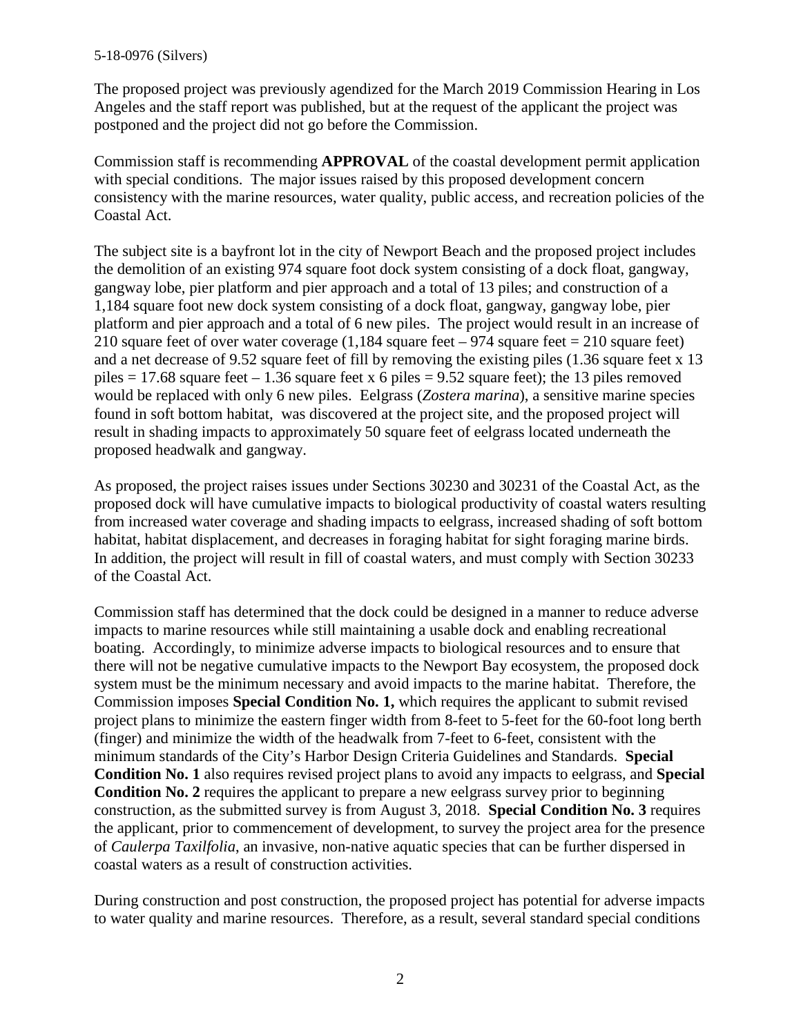The proposed project was previously agendized for the March 2019 Commission Hearing in Los Angeles and the staff report was published, but at the request of the applicant the project was postponed and the project did not go before the Commission.

Commission staff is recommending **APPROVAL** of the coastal development permit application with special conditions. The major issues raised by this proposed development concern consistency with the marine resources, water quality, public access, and recreation policies of the Coastal Act.

The subject site is a bayfront lot in the city of Newport Beach and the proposed project includes the demolition of an existing 974 square foot dock system consisting of a dock float, gangway, gangway lobe, pier platform and pier approach and a total of 13 piles; and construction of a 1,184 square foot new dock system consisting of a dock float, gangway, gangway lobe, pier platform and pier approach and a total of 6 new piles. The project would result in an increase of 210 square feet of over water coverage (1,184 square feet – 974 square feet = 210 square feet) and a net decrease of 9.52 square feet of fill by removing the existing piles (1.36 square feet x 13 piles = 17.68 square feet – 1.36 square feet x 6 piles = 9.52 square feet); the 13 piles removed would be replaced with only 6 new piles. Eelgrass (*Zostera marina*), a sensitive marine species found in soft bottom habitat, was discovered at the project site, and the proposed project will result in shading impacts to approximately 50 square feet of eelgrass located underneath the proposed headwalk and gangway.

As proposed, the project raises issues under Sections 30230 and 30231 of the Coastal Act, as the proposed dock will have cumulative impacts to biological productivity of coastal waters resulting from increased water coverage and shading impacts to eelgrass, increased shading of soft bottom habitat, habitat displacement, and decreases in foraging habitat for sight foraging marine birds. In addition, the project will result in fill of coastal waters, and must comply with Section 30233 of the Coastal Act.

Commission staff has determined that the dock could be designed in a manner to reduce adverse impacts to marine resources while still maintaining a usable dock and enabling recreational boating. Accordingly, to minimize adverse impacts to biological resources and to ensure that there will not be negative cumulative impacts to the Newport Bay ecosystem, the proposed dock system must be the minimum necessary and avoid impacts to the marine habitat. Therefore, the Commission imposes **Special Condition No. 1,** which requires the applicant to submit revised project plans to minimize the eastern finger width from 8-feet to 5-feet for the 60-foot long berth (finger) and minimize the width of the headwalk from 7-feet to 6-feet, consistent with the minimum standards of the City's Harbor Design Criteria Guidelines and Standards. **Special Condition No. 1** also requires revised project plans to avoid any impacts to eelgrass, and **Special Condition No. 2** requires the applicant to prepare a new eelgrass survey prior to beginning construction, as the submitted survey is from August 3, 2018. **Special Condition No. 3** requires the applicant, prior to commencement of development, to survey the project area for the presence of *Caulerpa Taxilfolia*, an invasive, non-native aquatic species that can be further dispersed in coastal waters as a result of construction activities.

During construction and post construction, the proposed project has potential for adverse impacts to water quality and marine resources. Therefore, as a result, several standard special conditions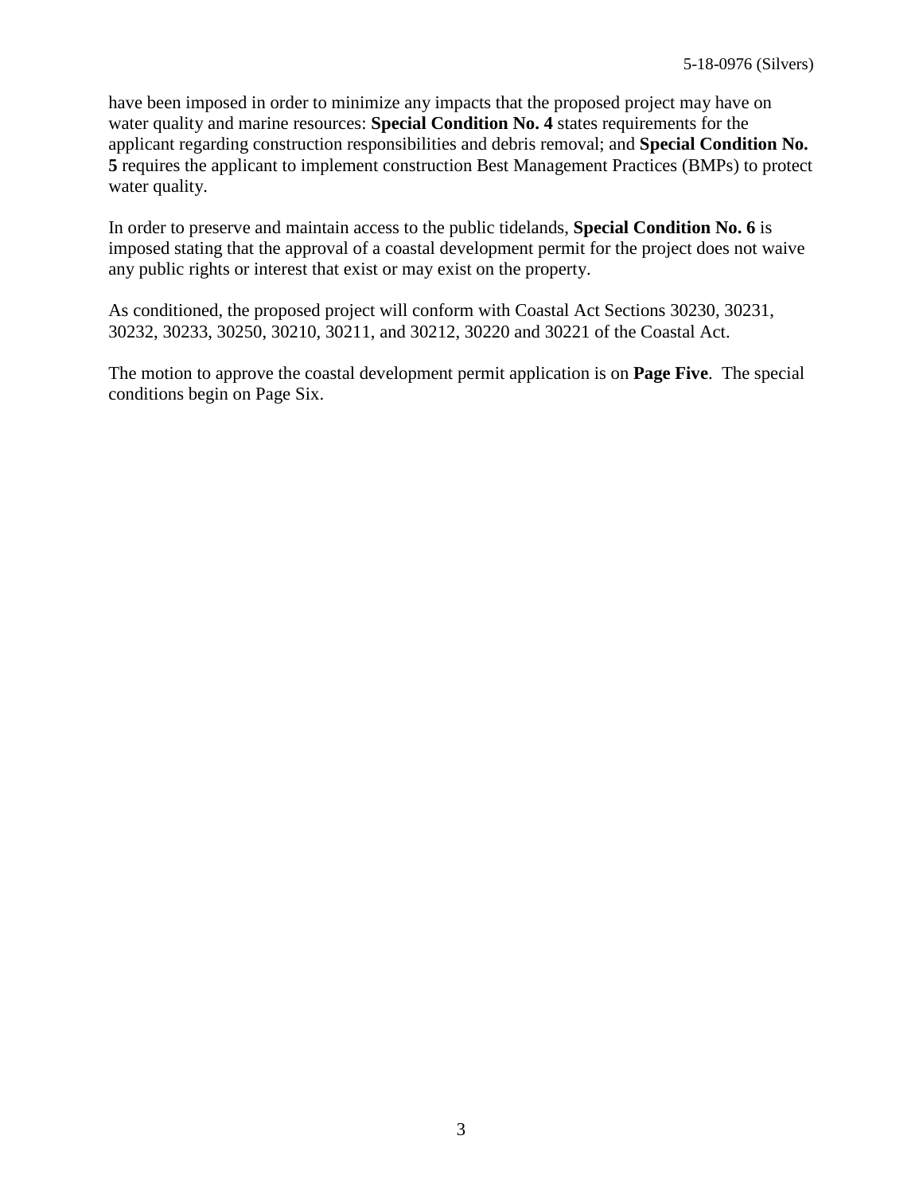have been imposed in order to minimize any impacts that the proposed project may have on water quality and marine resources: **Special Condition No. 4** states requirements for the applicant regarding construction responsibilities and debris removal; and **Special Condition No. 5** requires the applicant to implement construction Best Management Practices (BMPs) to protect water quality.

In order to preserve and maintain access to the public tidelands, **Special Condition No. 6** is imposed stating that the approval of a coastal development permit for the project does not waive any public rights or interest that exist or may exist on the property.

As conditioned, the proposed project will conform with Coastal Act Sections 30230, 30231, 30232, 30233, 30250, 30210, 30211, and 30212, 30220 and 30221 of the Coastal Act.

The motion to approve the coastal development permit application is on **Page Five**. The special conditions begin on Page Six.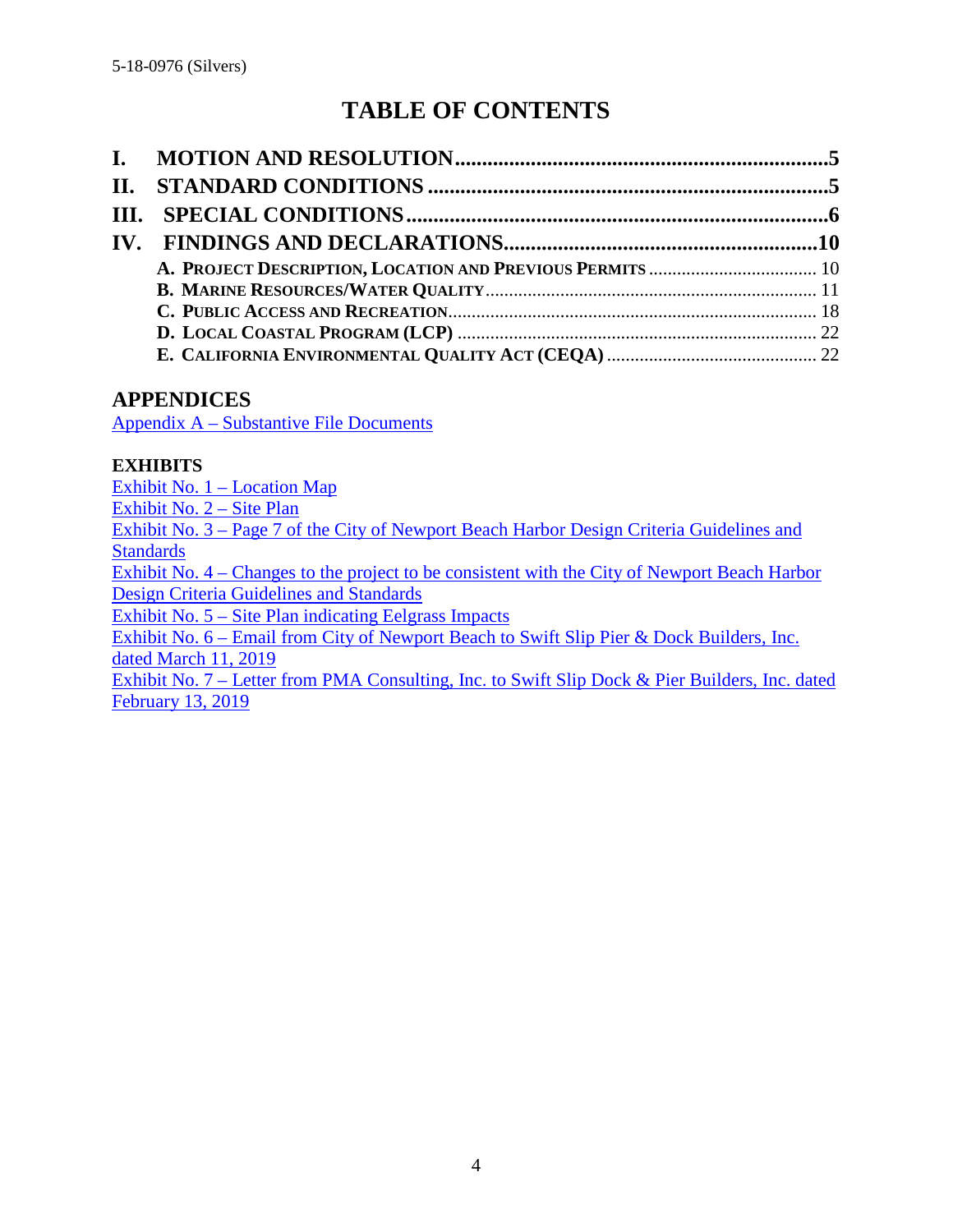# TABLE OF CONTENTS

**I. MOTION AND RESOLUTION.....................................................................5**

**II. STANDARD CONDITIONS .........................................................................5**

**III. SPECIAL CONDITIONS..............................................................................6**

**IV. FINDINGS AND DECLARATIONS.........................................................10**

- **A. PROJECT DESCRIPTION, LOCATION AND PREVIOUS PERMITS** .................................... 10
- **B. MARINE RESOURCES/WATER QUALITY**...................................................................... 11
- **C. PUBLIC ACCESS AND RECREATION**............................................................................. 18
- **D. LOCAL COASTAL PROGRAM (LCP)** ........................................................................... 22
- **E. CALIFORNIA ENVIRONMENTAL QUALITY ACT (CEQA)** ............................................ 22

## APPENDICES

Appendix A – Substantive File Documents

### EXHIBITS

Exhibit No. 1 – Location Map
Exhibit No. 2 – Site Plan
Exhibit No. 3 – Page 7 of the City of Newport Beach Harbor Design Criteria Guidelines and Standards
Exhibit No. 4 – Changes to the project to be consistent with the City of Newport Beach Harbor Design Criteria Guidelines and Standards
Exhibit No. 5 – Site Plan indicating Eelgrass Impacts
Exhibit No. 6 – Email from City of Newport Beach to Swift Slip Pier & Dock Builders, Inc. dated March 11, 2019
Exhibit No. 7 – Letter from PMA Consulting, Inc. to Swift Slip Dock & Pier Builders, Inc. dated February 13, 2019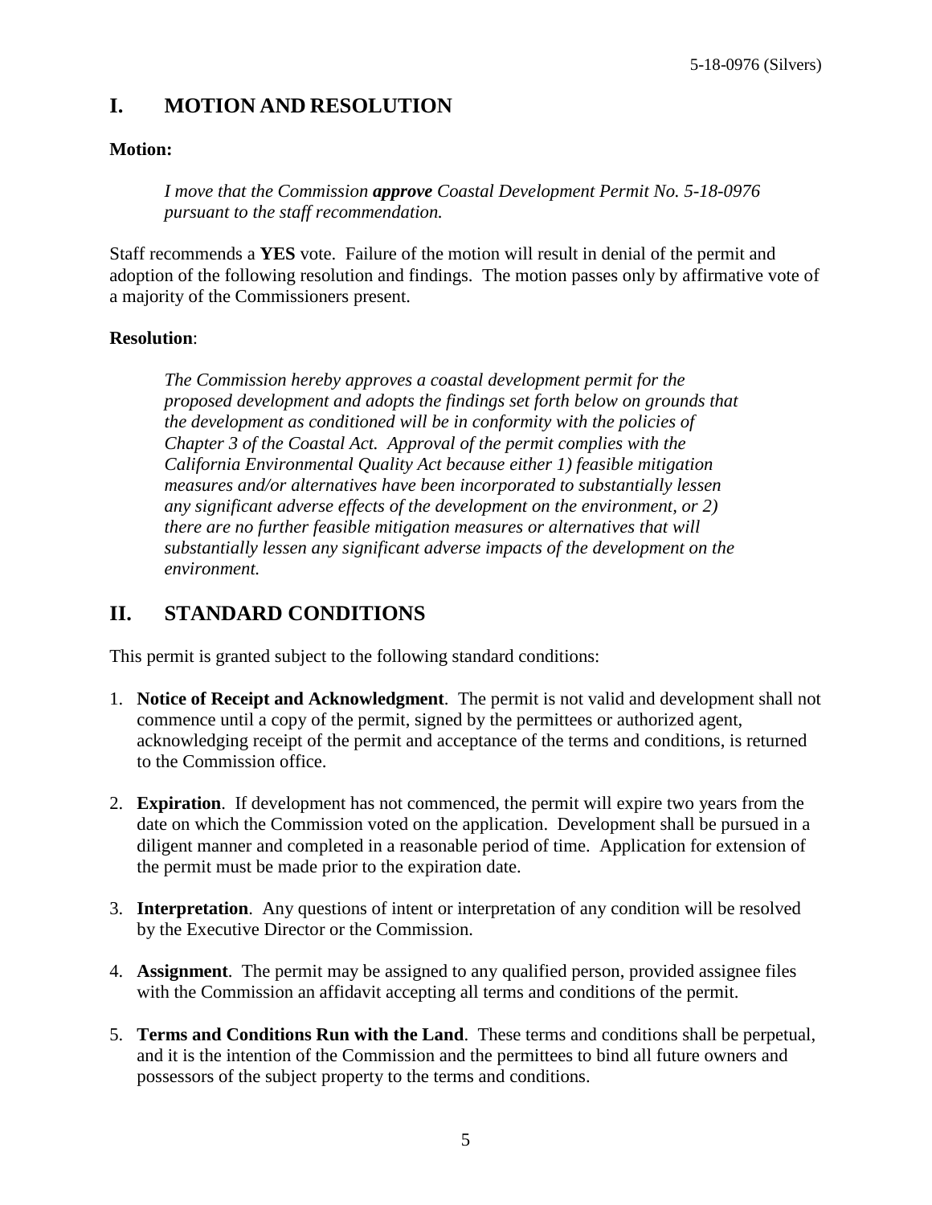# I. MOTION AND RESOLUTION

**Motion:**

> *I move that the Commission* ***approve*** *Coastal Development Permit No. 5-18-0976 pursuant to the staff recommendation.*

Staff recommends a **YES** vote. Failure of the motion will result in denial of the permit and adoption of the following resolution and findings. The motion passes only by affirmative vote of a majority of the Commissioners present.

**Resolution**:

> *The Commission hereby approves a coastal development permit for the proposed development and adopts the findings set forth below on grounds that the development as conditioned will be in conformity with the policies of Chapter 3 of the Coastal Act. Approval of the permit complies with the California Environmental Quality Act because either 1) feasible mitigation measures and/or alternatives have been incorporated to substantially lessen any significant adverse effects of the development on the environment, or 2) there are no further feasible mitigation measures or alternatives that will substantially lessen any significant adverse impacts of the development on the environment.*

# II. STANDARD CONDITIONS

This permit is granted subject to the following standard conditions:

1. **Notice of Receipt and Acknowledgment**. The permit is not valid and development shall not commence until a copy of the permit, signed by the permittees or authorized agent, acknowledging receipt of the permit and acceptance of the terms and conditions, is returned to the Commission office.

2. **Expiration**. If development has not commenced, the permit will expire two years from the date on which the Commission voted on the application. Development shall be pursued in a diligent manner and completed in a reasonable period of time. Application for extension of the permit must be made prior to the expiration date.

3. **Interpretation**. Any questions of intent or interpretation of any condition will be resolved by the Executive Director or the Commission.

4. **Assignment**. The permit may be assigned to any qualified person, provided assignee files with the Commission an affidavit accepting all terms and conditions of the permit.

5. **Terms and Conditions Run with the Land**. These terms and conditions shall be perpetual, and it is the intention of the Commission and the permittees to bind all future owners and possessors of the subject property to the terms and conditions.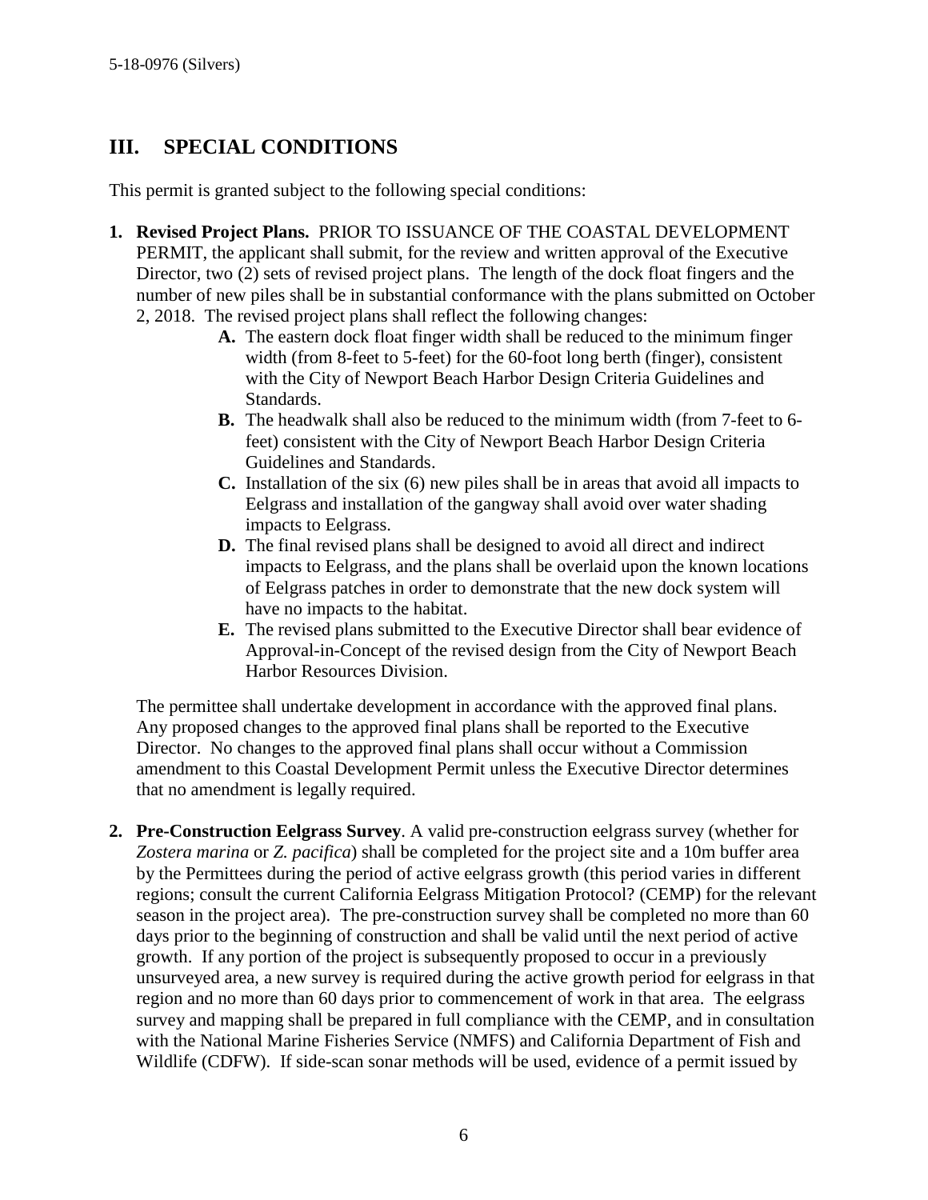## III. SPECIAL CONDITIONS

This permit is granted subject to the following special conditions:

1. **Revised Project Plans.** PRIOR TO ISSUANCE OF THE COASTAL DEVELOPMENT PERMIT, the applicant shall submit, for the review and written approval of the Executive Director, two (2) sets of revised project plans. The length of the dock float fingers and the number of new piles shall be in substantial conformance with the plans submitted on October 2, 2018. The revised project plans shall reflect the following changes:
   - **A.** The eastern dock float finger width shall be reduced to the minimum finger width (from 8-feet to 5-feet) for the 60-foot long berth (finger), consistent with the City of Newport Beach Harbor Design Criteria Guidelines and Standards.
   - **B.** The headwalk shall also be reduced to the minimum width (from 7-feet to 6-feet) consistent with the City of Newport Beach Harbor Design Criteria Guidelines and Standards.
   - **C.** Installation of the six (6) new piles shall be in areas that avoid all impacts to Eelgrass and installation of the gangway shall avoid over water shading impacts to Eelgrass.
   - **D.** The final revised plans shall be designed to avoid all direct and indirect impacts to Eelgrass, and the plans shall be overlaid upon the known locations of Eelgrass patches in order to demonstrate that the new dock system will have no impacts to the habitat.
   - **E.** The revised plans submitted to the Executive Director shall bear evidence of Approval-in-Concept of the revised design from the City of Newport Beach Harbor Resources Division.

   The permittee shall undertake development in accordance with the approved final plans. Any proposed changes to the approved final plans shall be reported to the Executive Director. No changes to the approved final plans shall occur without a Commission amendment to this Coastal Development Permit unless the Executive Director determines that no amendment is legally required.

2. **Pre-Construction Eelgrass Survey**. A valid pre-construction eelgrass survey (whether for *Zostera marina* or *Z. pacifica*) shall be completed for the project site and a 10m buffer area by the Permittees during the period of active eelgrass growth (this period varies in different regions; consult the current California Eelgrass Mitigation Protocol? (CEMP) for the relevant season in the project area). The pre-construction survey shall be completed no more than 60 days prior to the beginning of construction and shall be valid until the next period of active growth. If any portion of the project is subsequently proposed to occur in a previously unsurveyed area, a new survey is required during the active growth period for eelgrass in that region and no more than 60 days prior to commencement of work in that area. The eelgrass survey and mapping shall be prepared in full compliance with the CEMP, and in consultation with the National Marine Fisheries Service (NMFS) and California Department of Fish and Wildlife (CDFW). If side-scan sonar methods will be used, evidence of a permit issued by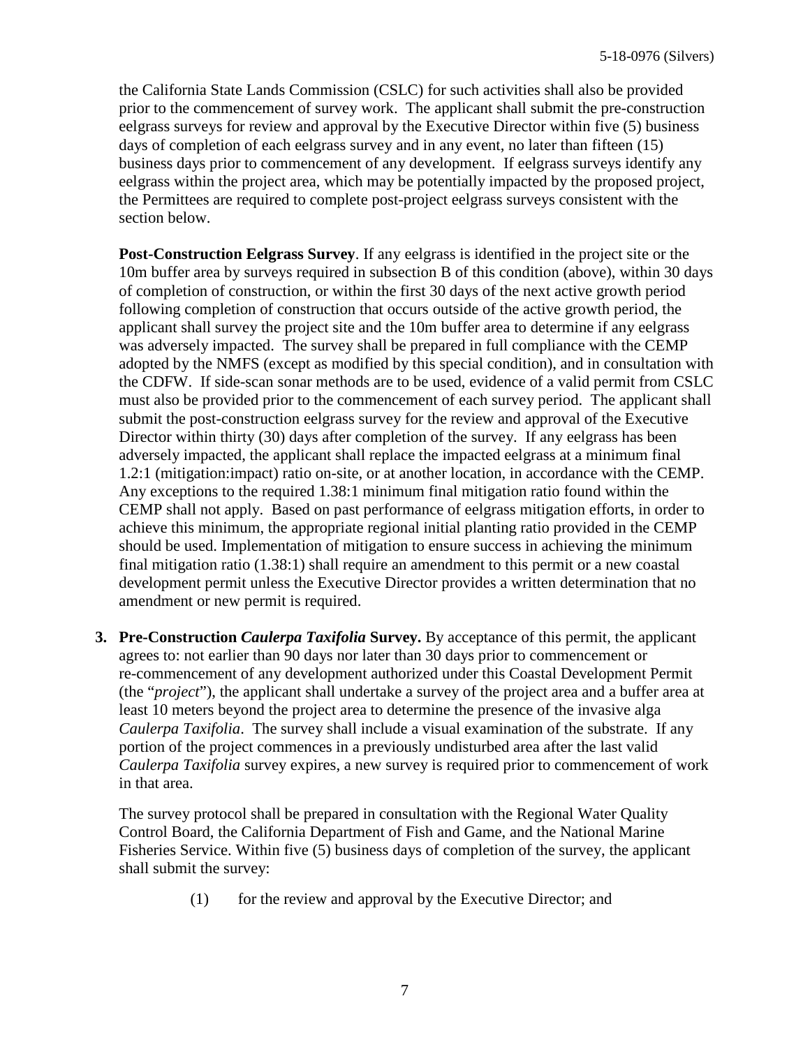the California State Lands Commission (CSLC) for such activities shall also be provided prior to the commencement of survey work. The applicant shall submit the pre-construction eelgrass surveys for review and approval by the Executive Director within five (5) business days of completion of each eelgrass survey and in any event, no later than fifteen (15) business days prior to commencement of any development. If eelgrass surveys identify any eelgrass within the project area, which may be potentially impacted by the proposed project, the Permittees are required to complete post-project eelgrass surveys consistent with the section below.

**Post-Construction Eelgrass Survey**. If any eelgrass is identified in the project site or the 10m buffer area by surveys required in subsection B of this condition (above), within 30 days of completion of construction, or within the first 30 days of the next active growth period following completion of construction that occurs outside of the active growth period, the applicant shall survey the project site and the 10m buffer area to determine if any eelgrass was adversely impacted. The survey shall be prepared in full compliance with the CEMP adopted by the NMFS (except as modified by this special condition), and in consultation with the CDFW. If side-scan sonar methods are to be used, evidence of a valid permit from CSLC must also be provided prior to the commencement of each survey period. The applicant shall submit the post-construction eelgrass survey for the review and approval of the Executive Director within thirty (30) days after completion of the survey. If any eelgrass has been adversely impacted, the applicant shall replace the impacted eelgrass at a minimum final 1.2:1 (mitigation:impact) ratio on-site, or at another location, in accordance with the CEMP. Any exceptions to the required 1.38:1 minimum final mitigation ratio found within the CEMP shall not apply. Based on past performance of eelgrass mitigation efforts, in order to achieve this minimum, the appropriate regional initial planting ratio provided in the CEMP should be used. Implementation of mitigation to ensure success in achieving the minimum final mitigation ratio (1.38:1) shall require an amendment to this permit or a new coastal development permit unless the Executive Director provides a written determination that no amendment or new permit is required.

**3. Pre-Construction *Caulerpa Taxifolia* Survey.** By acceptance of this permit, the applicant agrees to: not earlier than 90 days nor later than 30 days prior to commencement or re-commencement of any development authorized under this Coastal Development Permit (the "*project*"), the applicant shall undertake a survey of the project area and a buffer area at least 10 meters beyond the project area to determine the presence of the invasive alga *Caulerpa Taxifolia*. The survey shall include a visual examination of the substrate. If any portion of the project commences in a previously undisturbed area after the last valid *Caulerpa Taxifolia* survey expires, a new survey is required prior to commencement of work in that area.

The survey protocol shall be prepared in consultation with the Regional Water Quality Control Board, the California Department of Fish and Game, and the National Marine Fisheries Service. Within five (5) business days of completion of the survey, the applicant shall submit the survey:

(1) for the review and approval by the Executive Director; and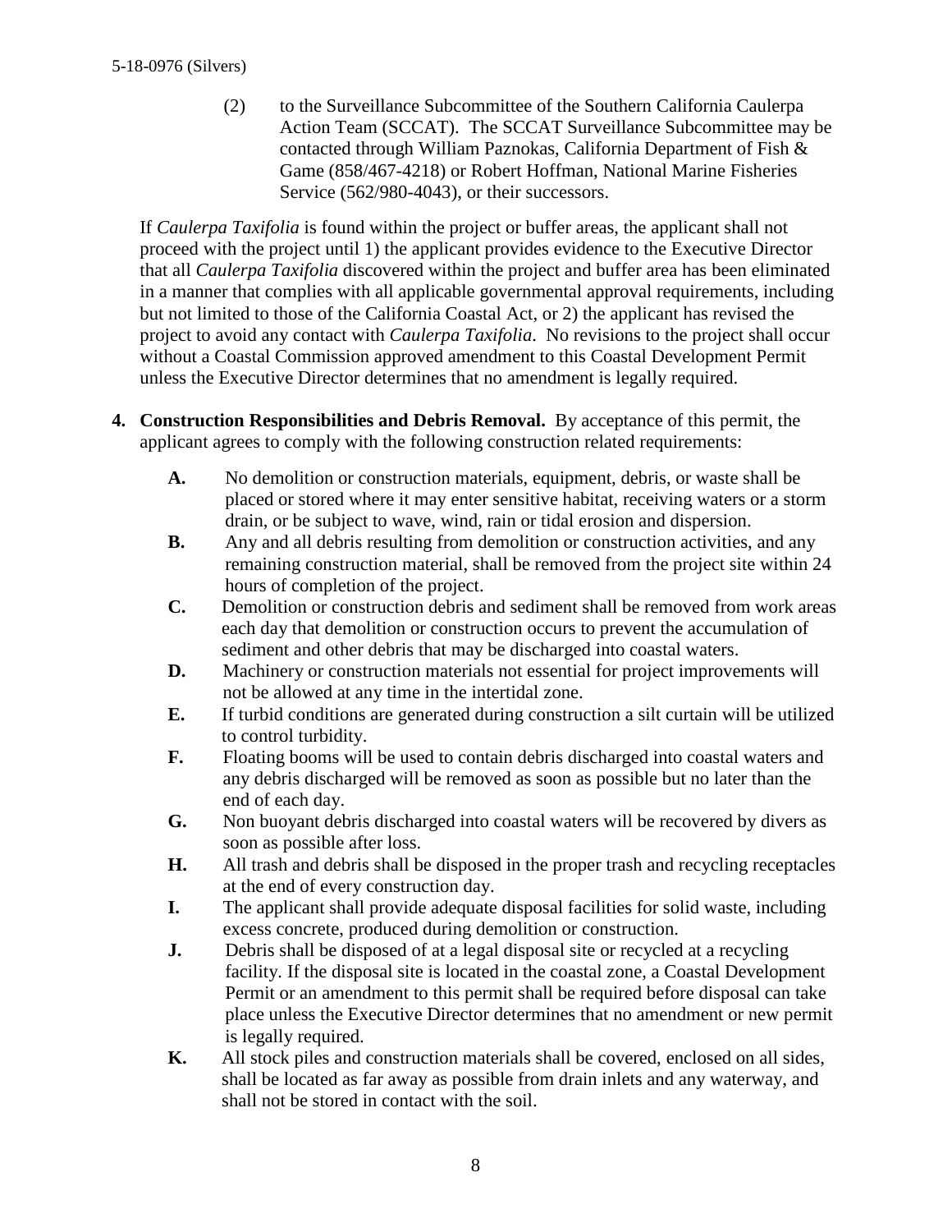(2) to the Surveillance Subcommittee of the Southern California Caulerpa Action Team (SCCAT). The SCCAT Surveillance Subcommittee may be contacted through William Paznokas, California Department of Fish & Game (858/467-4218) or Robert Hoffman, National Marine Fisheries Service (562/980-4043), or their successors.

If *Caulerpa Taxifolia* is found within the project or buffer areas, the applicant shall not proceed with the project until 1) the applicant provides evidence to the Executive Director that all *Caulerpa Taxifolia* discovered within the project and buffer area has been eliminated in a manner that complies with all applicable governmental approval requirements, including but not limited to those of the California Coastal Act, or 2) the applicant has revised the project to avoid any contact with *Caulerpa Taxifolia*. No revisions to the project shall occur without a Coastal Commission approved amendment to this Coastal Development Permit unless the Executive Director determines that no amendment is legally required.

4. **Construction Responsibilities and Debris Removal.** By acceptance of this permit, the applicant agrees to comply with the following construction related requirements:

   **A.** No demolition or construction materials, equipment, debris, or waste shall be placed or stored where it may enter sensitive habitat, receiving waters or a storm drain, or be subject to wave, wind, rain or tidal erosion and dispersion.

   **B.** Any and all debris resulting from demolition or construction activities, and any remaining construction material, shall be removed from the project site within 24 hours of completion of the project.

   **C.** Demolition or construction debris and sediment shall be removed from work areas each day that demolition or construction occurs to prevent the accumulation of sediment and other debris that may be discharged into coastal waters.

   **D.** Machinery or construction materials not essential for project improvements will not be allowed at any time in the intertidal zone.

   **E.** If turbid conditions are generated during construction a silt curtain will be utilized to control turbidity.

   **F.** Floating booms will be used to contain debris discharged into coastal waters and any debris discharged will be removed as soon as possible but no later than the end of each day.

   **G.** Non buoyant debris discharged into coastal waters will be recovered by divers as soon as possible after loss.

   **H.** All trash and debris shall be disposed in the proper trash and recycling receptacles at the end of every construction day.

   **I.** The applicant shall provide adequate disposal facilities for solid waste, including excess concrete, produced during demolition or construction.

   **J.** Debris shall be disposed of at a legal disposal site or recycled at a recycling facility. If the disposal site is located in the coastal zone, a Coastal Development Permit or an amendment to this permit shall be required before disposal can take place unless the Executive Director determines that no amendment or new permit is legally required.

   **K.** All stock piles and construction materials shall be covered, enclosed on all sides, shall be located as far away as possible from drain inlets and any waterway, and shall not be stored in contact with the soil.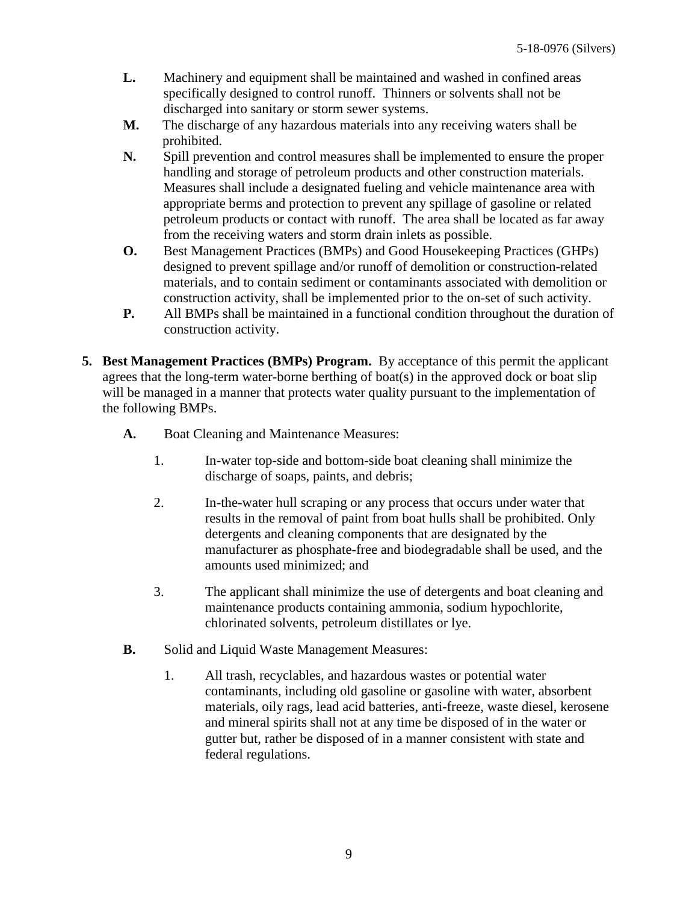**L.** Machinery and equipment shall be maintained and washed in confined areas specifically designed to control runoff. Thinners or solvents shall not be discharged into sanitary or storm sewer systems.

**M.** The discharge of any hazardous materials into any receiving waters shall be prohibited.

**N.** Spill prevention and control measures shall be implemented to ensure the proper handling and storage of petroleum products and other construction materials. Measures shall include a designated fueling and vehicle maintenance area with appropriate berms and protection to prevent any spillage of gasoline or related petroleum products or contact with runoff. The area shall be located as far away from the receiving waters and storm drain inlets as possible.

**O.** Best Management Practices (BMPs) and Good Housekeeping Practices (GHPs) designed to prevent spillage and/or runoff of demolition or construction-related materials, and to contain sediment or contaminants associated with demolition or construction activity, shall be implemented prior to the on-set of such activity.

**P.** All BMPs shall be maintained in a functional condition throughout the duration of construction activity.

**5. Best Management Practices (BMPs) Program.** By acceptance of this permit the applicant agrees that the long-term water-borne berthing of boat(s) in the approved dock or boat slip will be managed in a manner that protects water quality pursuant to the implementation of the following BMPs.

**A.** Boat Cleaning and Maintenance Measures:

1. In-water top-side and bottom-side boat cleaning shall minimize the discharge of soaps, paints, and debris;

2. In-the-water hull scraping or any process that occurs under water that results in the removal of paint from boat hulls shall be prohibited. Only detergents and cleaning components that are designated by the manufacturer as phosphate-free and biodegradable shall be used, and the amounts used minimized; and

3. The applicant shall minimize the use of detergents and boat cleaning and maintenance products containing ammonia, sodium hypochlorite, chlorinated solvents, petroleum distillates or lye.

**B.** Solid and Liquid Waste Management Measures:

1. All trash, recyclables, and hazardous wastes or potential water contaminants, including old gasoline or gasoline with water, absorbent materials, oily rags, lead acid batteries, anti-freeze, waste diesel, kerosene and mineral spirits shall not at any time be disposed of in the water or gutter but, rather be disposed of in a manner consistent with state and federal regulations.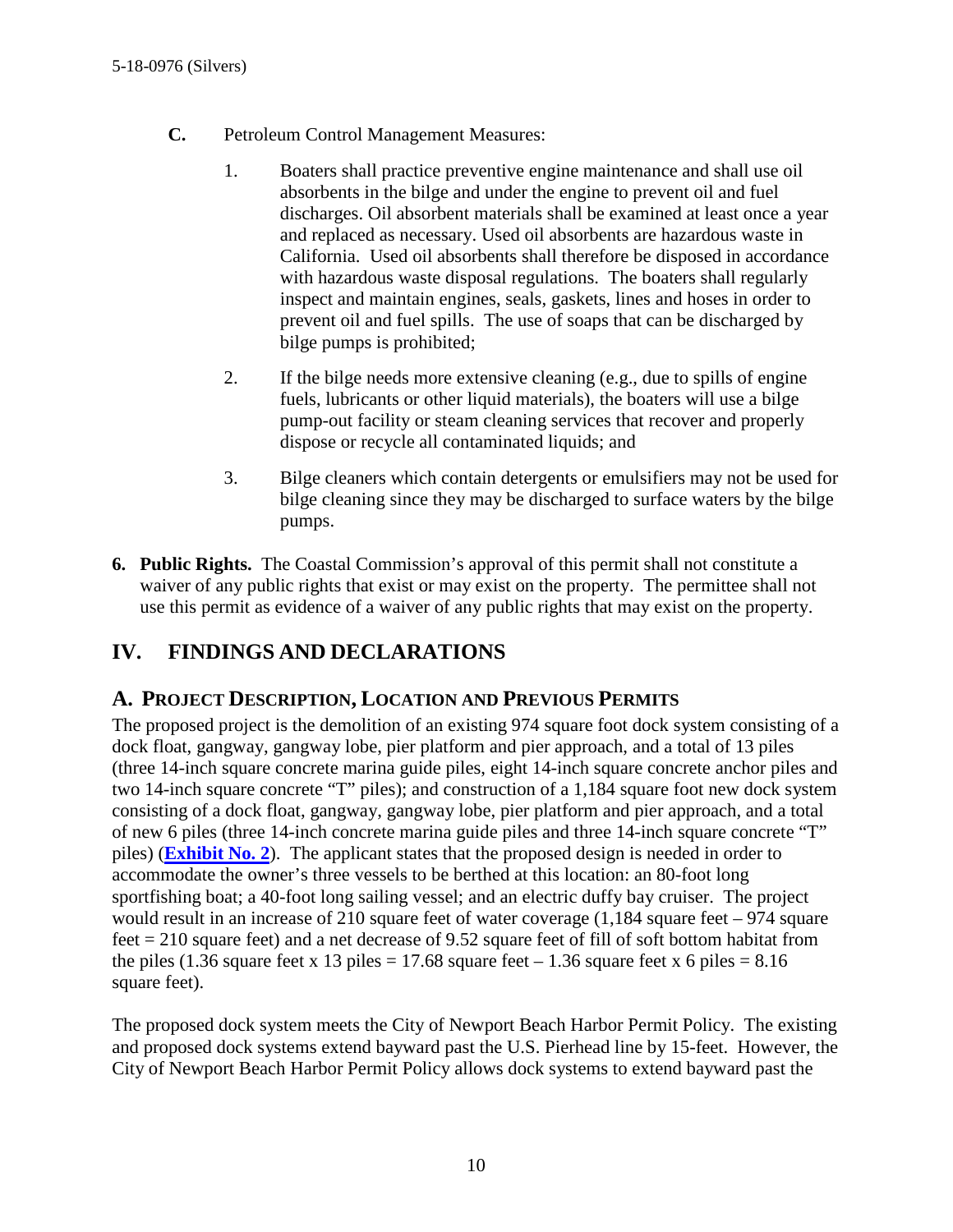**C.** Petroleum Control Management Measures:

1. Boaters shall practice preventive engine maintenance and shall use oil absorbents in the bilge and under the engine to prevent oil and fuel discharges. Oil absorbent materials shall be examined at least once a year and replaced as necessary. Used oil absorbents are hazardous waste in California. Used oil absorbents shall therefore be disposed in accordance with hazardous waste disposal regulations. The boaters shall regularly inspect and maintain engines, seals, gaskets, lines and hoses in order to prevent oil and fuel spills. The use of soaps that can be discharged by bilge pumps is prohibited;

2. If the bilge needs more extensive cleaning (e.g., due to spills of engine fuels, lubricants or other liquid materials), the boaters will use a bilge pump-out facility or steam cleaning services that recover and properly dispose or recycle all contaminated liquids; and

3. Bilge cleaners which contain detergents or emulsifiers may not be used for bilge cleaning since they may be discharged to surface waters by the bilge pumps.

**6. Public Rights.** The Coastal Commission's approval of this permit shall not constitute a waiver of any public rights that exist or may exist on the property. The permittee shall not use this permit as evidence of a waiver of any public rights that may exist on the property.

## IV. FINDINGS AND DECLARATIONS

### A. PROJECT DESCRIPTION, LOCATION AND PREVIOUS PERMITS

The proposed project is the demolition of an existing 974 square foot dock system consisting of a dock float, gangway, gangway lobe, pier platform and pier approach, and a total of 13 piles (three 14-inch square concrete marina guide piles, eight 14-inch square concrete anchor piles and two 14-inch square concrete "T" piles); and construction of a 1,184 square foot new dock system consisting of a dock float, gangway, gangway lobe, pier platform and pier approach, and a total of new 6 piles (three 14-inch concrete marina guide piles and three 14-inch square concrete "T" piles) (**Exhibit No. 2**). The applicant states that the proposed design is needed in order to accommodate the owner's three vessels to be berthed at this location: an 80-foot long sportfishing boat; a 40-foot long sailing vessel; and an electric duffy bay cruiser. The project would result in an increase of 210 square feet of water coverage (1,184 square feet – 974 square feet = 210 square feet) and a net decrease of 9.52 square feet of fill of soft bottom habitat from the piles (1.36 square feet x 13 piles = 17.68 square feet – 1.36 square feet x 6 piles = 8.16 square feet).

The proposed dock system meets the City of Newport Beach Harbor Permit Policy. The existing and proposed dock systems extend bayward past the U.S. Pierhead line by 15-feet. However, the City of Newport Beach Harbor Permit Policy allows dock systems to extend bayward past the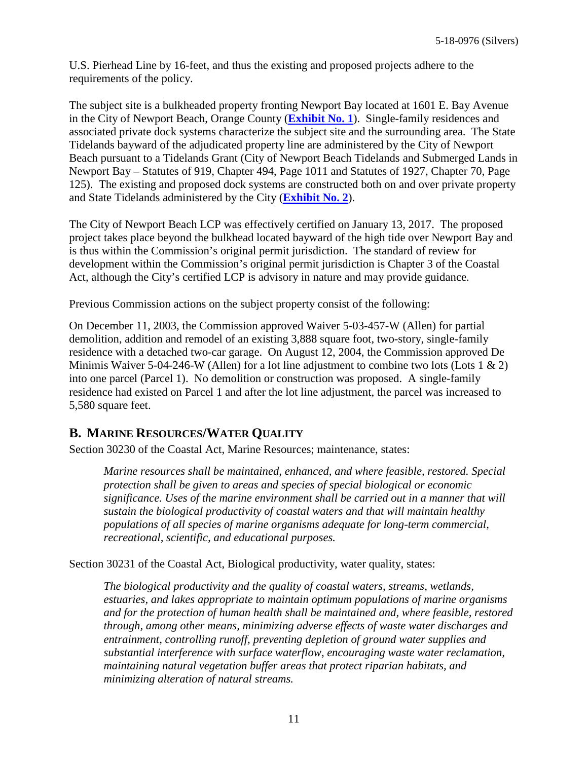U.S. Pierhead Line by 16-feet, and thus the existing and proposed projects adhere to the requirements of the policy.

The subject site is a bulkheaded property fronting Newport Bay located at 1601 E. Bay Avenue in the City of Newport Beach, Orange County (**Exhibit No. 1**). Single-family residences and associated private dock systems characterize the subject site and the surrounding area. The State Tidelands bayward of the adjudicated property line are administered by the City of Newport Beach pursuant to a Tidelands Grant (City of Newport Beach Tidelands and Submerged Lands in Newport Bay – Statutes of 919, Chapter 494, Page 1011 and Statutes of 1927, Chapter 70, Page 125). The existing and proposed dock systems are constructed both on and over private property and State Tidelands administered by the City (**Exhibit No. 2**).

The City of Newport Beach LCP was effectively certified on January 13, 2017. The proposed project takes place beyond the bulkhead located bayward of the high tide over Newport Bay and is thus within the Commission's original permit jurisdiction. The standard of review for development within the Commission's original permit jurisdiction is Chapter 3 of the Coastal Act, although the City's certified LCP is advisory in nature and may provide guidance.

Previous Commission actions on the subject property consist of the following:

On December 11, 2003, the Commission approved Waiver 5-03-457-W (Allen) for partial demolition, addition and remodel of an existing 3,888 square foot, two-story, single-family residence with a detached two-car garage. On August 12, 2004, the Commission approved De Minimis Waiver 5-04-246-W (Allen) for a lot line adjustment to combine two lots (Lots 1 & 2) into one parcel (Parcel 1). No demolition or construction was proposed. A single-family residence had existed on Parcel 1 and after the lot line adjustment, the parcel was increased to 5,580 square feet.

## B. MARINE RESOURCES/WATER QUALITY

Section 30230 of the Coastal Act, Marine Resources; maintenance, states:

> *Marine resources shall be maintained, enhanced, and where feasible, restored. Special protection shall be given to areas and species of special biological or economic significance. Uses of the marine environment shall be carried out in a manner that will sustain the biological productivity of coastal waters and that will maintain healthy populations of all species of marine organisms adequate for long-term commercial, recreational, scientific, and educational purposes.*

Section 30231 of the Coastal Act, Biological productivity, water quality, states:

> *The biological productivity and the quality of coastal waters, streams, wetlands, estuaries, and lakes appropriate to maintain optimum populations of marine organisms and for the protection of human health shall be maintained and, where feasible, restored through, among other means, minimizing adverse effects of waste water discharges and entrainment, controlling runoff, preventing depletion of ground water supplies and substantial interference with surface waterflow, encouraging waste water reclamation, maintaining natural vegetation buffer areas that protect riparian habitats, and minimizing alteration of natural streams.*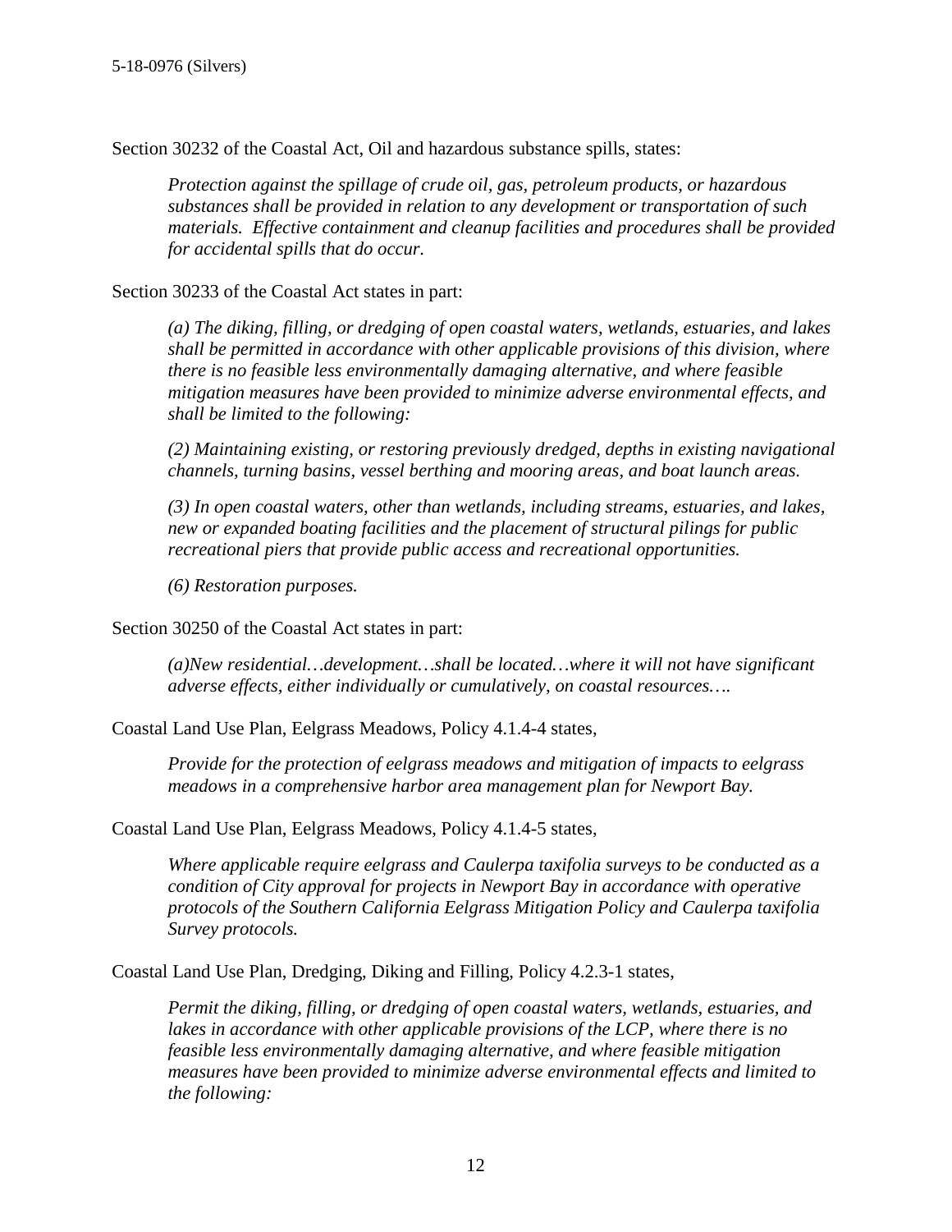Section 30232 of the Coastal Act, Oil and hazardous substance spills, states:

> *Protection against the spillage of crude oil, gas, petroleum products, or hazardous substances shall be provided in relation to any development or transportation of such materials. Effective containment and cleanup facilities and procedures shall be provided for accidental spills that do occur.*

Section 30233 of the Coastal Act states in part:

> *(a) The diking, filling, or dredging of open coastal waters, wetlands, estuaries, and lakes shall be permitted in accordance with other applicable provisions of this division, where there is no feasible less environmentally damaging alternative, and where feasible mitigation measures have been provided to minimize adverse environmental effects, and shall be limited to the following:*
>
> *(2) Maintaining existing, or restoring previously dredged, depths in existing navigational channels, turning basins, vessel berthing and mooring areas, and boat launch areas.*
>
> *(3) In open coastal waters, other than wetlands, including streams, estuaries, and lakes, new or expanded boating facilities and the placement of structural pilings for public recreational piers that provide public access and recreational opportunities.*
>
> *(6) Restoration purposes.*

Section 30250 of the Coastal Act states in part:

> *(a)New residential…development…shall be located…where it will not have significant adverse effects, either individually or cumulatively, on coastal resources….*

Coastal Land Use Plan, Eelgrass Meadows, Policy 4.1.4-4 states,

> *Provide for the protection of eelgrass meadows and mitigation of impacts to eelgrass meadows in a comprehensive harbor area management plan for Newport Bay.*

Coastal Land Use Plan, Eelgrass Meadows, Policy 4.1.4-5 states,

> *Where applicable require eelgrass and Caulerpa taxifolia surveys to be conducted as a condition of City approval for projects in Newport Bay in accordance with operative protocols of the Southern California Eelgrass Mitigation Policy and Caulerpa taxifolia Survey protocols.*

Coastal Land Use Plan, Dredging, Diking and Filling, Policy 4.2.3-1 states,

> *Permit the diking, filling, or dredging of open coastal waters, wetlands, estuaries, and lakes in accordance with other applicable provisions of the LCP, where there is no feasible less environmentally damaging alternative, and where feasible mitigation measures have been provided to minimize adverse environmental effects and limited to the following:*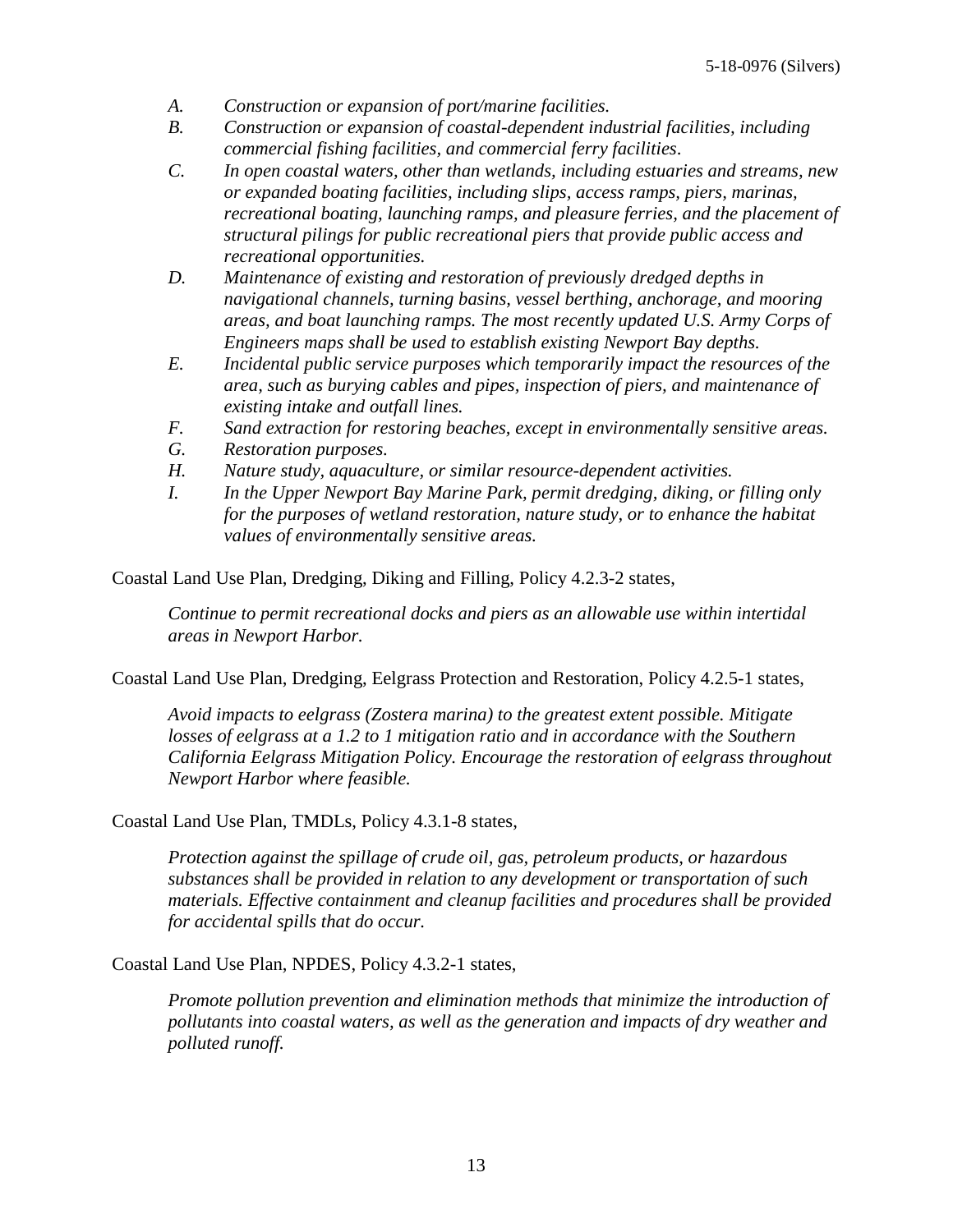*A. Construction or expansion of port/marine facilities.*

*B. Construction or expansion of coastal-dependent industrial facilities, including commercial fishing facilities, and commercial ferry facilities.*

*C. In open coastal waters, other than wetlands, including estuaries and streams, new or expanded boating facilities, including slips, access ramps, piers, marinas, recreational boating, launching ramps, and pleasure ferries, and the placement of structural pilings for public recreational piers that provide public access and recreational opportunities.*

*D. Maintenance of existing and restoration of previously dredged depths in navigational channels, turning basins, vessel berthing, anchorage, and mooring areas, and boat launching ramps. The most recently updated U.S. Army Corps of Engineers maps shall be used to establish existing Newport Bay depths.*

*E. Incidental public service purposes which temporarily impact the resources of the area, such as burying cables and pipes, inspection of piers, and maintenance of existing intake and outfall lines.*

*F. Sand extraction for restoring beaches, except in environmentally sensitive areas.*

*G. Restoration purposes.*

*H. Nature study, aquaculture, or similar resource-dependent activities.*

*I. In the Upper Newport Bay Marine Park, permit dredging, diking, or filling only for the purposes of wetland restoration, nature study, or to enhance the habitat values of environmentally sensitive areas.*

Coastal Land Use Plan, Dredging, Diking and Filling, Policy 4.2.3-2 states,

> *Continue to permit recreational docks and piers as an allowable use within intertidal areas in Newport Harbor.*

Coastal Land Use Plan, Dredging, Eelgrass Protection and Restoration, Policy 4.2.5-1 states,

> *Avoid impacts to eelgrass (Zostera marina) to the greatest extent possible. Mitigate losses of eelgrass at a 1.2 to 1 mitigation ratio and in accordance with the Southern California Eelgrass Mitigation Policy. Encourage the restoration of eelgrass throughout Newport Harbor where feasible.*

Coastal Land Use Plan, TMDLs, Policy 4.3.1-8 states,

> *Protection against the spillage of crude oil, gas, petroleum products, or hazardous substances shall be provided in relation to any development or transportation of such materials. Effective containment and cleanup facilities and procedures shall be provided for accidental spills that do occur.*

Coastal Land Use Plan, NPDES, Policy 4.3.2-1 states,

> *Promote pollution prevention and elimination methods that minimize the introduction of pollutants into coastal waters, as well as the generation and impacts of dry weather and polluted runoff.*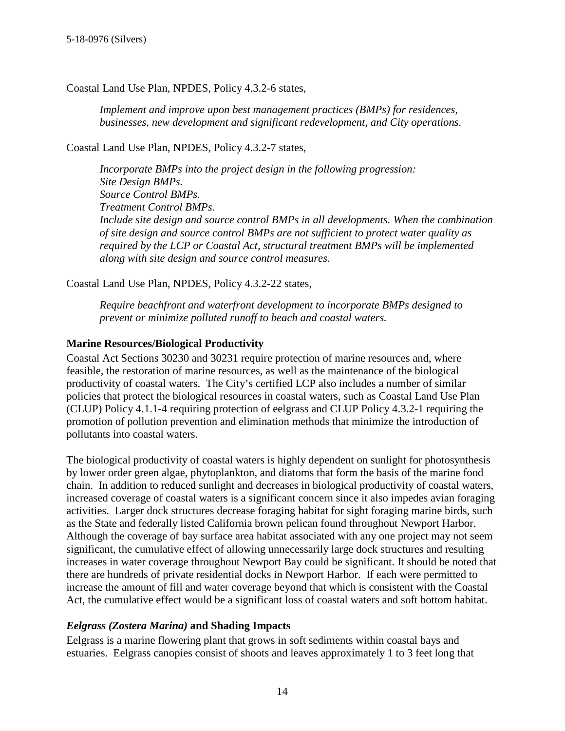Coastal Land Use Plan, NPDES, Policy 4.3.2-6 states,

> *Implement and improve upon best management practices (BMPs) for residences, businesses, new development and significant redevelopment, and City operations.*

Coastal Land Use Plan, NPDES, Policy 4.3.2-7 states,

> *Incorporate BMPs into the project design in the following progression:*
> *Site Design BMPs.*
> *Source Control BMPs.*
> *Treatment Control BMPs.*
> *Include site design and source control BMPs in all developments. When the combination of site design and source control BMPs are not sufficient to protect water quality as required by the LCP or Coastal Act, structural treatment BMPs will be implemented along with site design and source control measures.*

Coastal Land Use Plan, NPDES, Policy 4.3.2-22 states,

> *Require beachfront and waterfront development to incorporate BMPs designed to prevent or minimize polluted runoff to beach and coastal waters.*

**Marine Resources/Biological Productivity**

Coastal Act Sections 30230 and 30231 require protection of marine resources and, where feasible, the restoration of marine resources, as well as the maintenance of the biological productivity of coastal waters. The City's certified LCP also includes a number of similar policies that protect the biological resources in coastal waters, such as Coastal Land Use Plan (CLUP) Policy 4.1.1-4 requiring protection of eelgrass and CLUP Policy 4.3.2-1 requiring the promotion of pollution prevention and elimination methods that minimize the introduction of pollutants into coastal waters.

The biological productivity of coastal waters is highly dependent on sunlight for photosynthesis by lower order green algae, phytoplankton, and diatoms that form the basis of the marine food chain. In addition to reduced sunlight and decreases in biological productivity of coastal waters, increased coverage of coastal waters is a significant concern since it also impedes avian foraging activities. Larger dock structures decrease foraging habitat for sight foraging marine birds, such as the State and federally listed California brown pelican found throughout Newport Harbor. Although the coverage of bay surface area habitat associated with any one project may not seem significant, the cumulative effect of allowing unnecessarily large dock structures and resulting increases in water coverage throughout Newport Bay could be significant. It should be noted that there are hundreds of private residential docks in Newport Harbor. If each were permitted to increase the amount of fill and water coverage beyond that which is consistent with the Coastal Act, the cumulative effect would be a significant loss of coastal waters and soft bottom habitat.

***Eelgrass (Zostera Marina)* and Shading Impacts**

Eelgrass is a marine flowering plant that grows in soft sediments within coastal bays and estuaries. Eelgrass canopies consist of shoots and leaves approximately 1 to 3 feet long that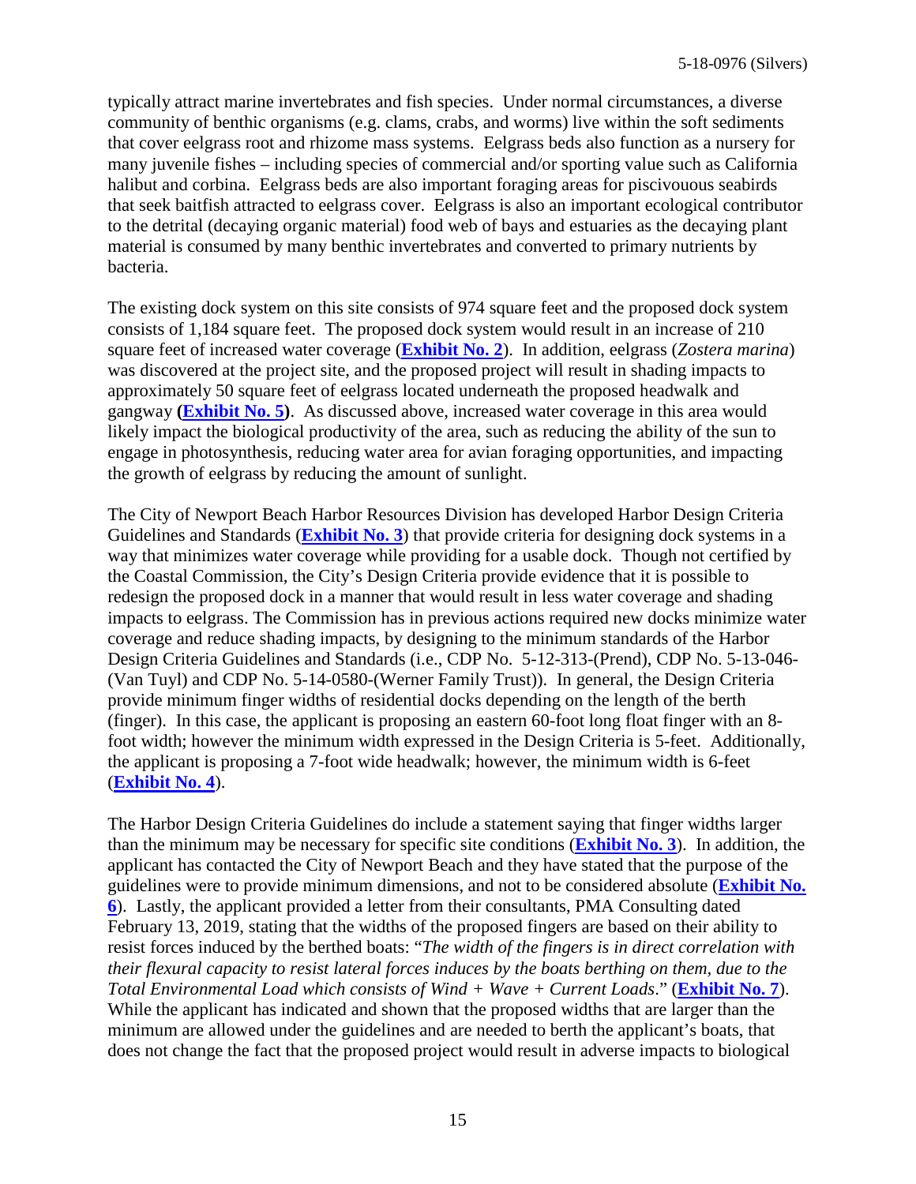typically attract marine invertebrates and fish species. Under normal circumstances, a diverse community of benthic organisms (e.g. clams, crabs, and worms) live within the soft sediments that cover eelgrass root and rhizome mass systems. Eelgrass beds also function as a nursery for many juvenile fishes – including species of commercial and/or sporting value such as California halibut and corbina. Eelgrass beds are also important foraging areas for piscivouous seabirds that seek baitfish attracted to eelgrass cover. Eelgrass is also an important ecological contributor to the detrital (decaying organic material) food web of bays and estuaries as the decaying plant material is consumed by many benthic invertebrates and converted to primary nutrients by bacteria.

The existing dock system on this site consists of 974 square feet and the proposed dock system consists of 1,184 square feet. The proposed dock system would result in an increase of 210 square feet of increased water coverage (**Exhibit No. 2**). In addition, eelgrass (*Zostera marina*) was discovered at the project site, and the proposed project will result in shading impacts to approximately 50 square feet of eelgrass located underneath the proposed headwalk and gangway **(Exhibit No. 5)**. As discussed above, increased water coverage in this area would likely impact the biological productivity of the area, such as reducing the ability of the sun to engage in photosynthesis, reducing water area for avian foraging opportunities, and impacting the growth of eelgrass by reducing the amount of sunlight.

The City of Newport Beach Harbor Resources Division has developed Harbor Design Criteria Guidelines and Standards (**Exhibit No. 3**) that provide criteria for designing dock systems in a way that minimizes water coverage while providing for a usable dock. Though not certified by the Coastal Commission, the City's Design Criteria provide evidence that it is possible to redesign the proposed dock in a manner that would result in less water coverage and shading impacts to eelgrass. The Commission has in previous actions required new docks minimize water coverage and reduce shading impacts, by designing to the minimum standards of the Harbor Design Criteria Guidelines and Standards (i.e., CDP No. 5-12-313-(Prend), CDP No. 5-13-046-(Van Tuyl) and CDP No. 5-14-0580-(Werner Family Trust)). In general, the Design Criteria provide minimum finger widths of residential docks depending on the length of the berth (finger). In this case, the applicant is proposing an eastern 60-foot long float finger with an 8-foot width; however the minimum width expressed in the Design Criteria is 5-feet. Additionally, the applicant is proposing a 7-foot wide headwalk; however, the minimum width is 6-feet (**Exhibit No. 4**).

The Harbor Design Criteria Guidelines do include a statement saying that finger widths larger than the minimum may be necessary for specific site conditions (**Exhibit No. 3**). In addition, the applicant has contacted the City of Newport Beach and they have stated that the purpose of the guidelines were to provide minimum dimensions, and not to be considered absolute (**Exhibit No. 6**). Lastly, the applicant provided a letter from their consultants, PMA Consulting dated February 13, 2019, stating that the widths of the proposed fingers are based on their ability to resist forces induced by the berthed boats: "*The width of the fingers is in direct correlation with their flexural capacity to resist lateral forces induces by the boats berthing on them, due to the Total Environmental Load which consists of Wind + Wave + Current Loads*." (**Exhibit No. 7**). While the applicant has indicated and shown that the proposed widths that are larger than the minimum are allowed under the guidelines and are needed to berth the applicant's boats, that does not change the fact that the proposed project would result in adverse impacts to biological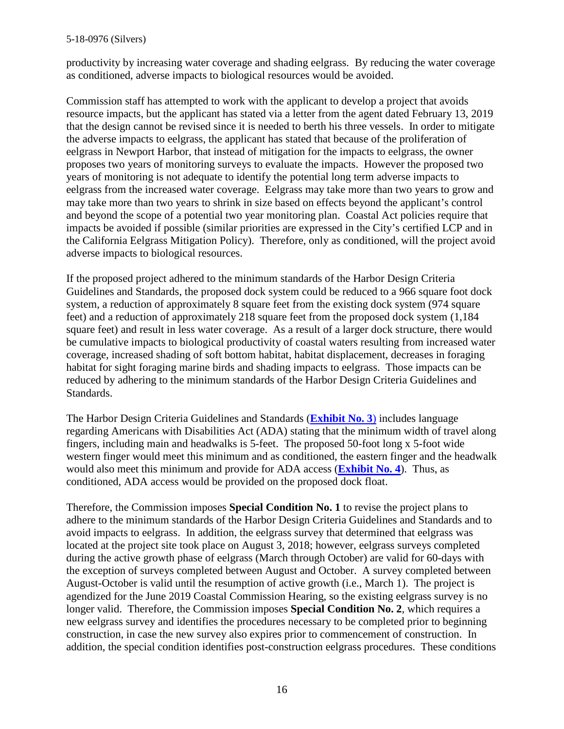productivity by increasing water coverage and shading eelgrass. By reducing the water coverage as conditioned, adverse impacts to biological resources would be avoided.

Commission staff has attempted to work with the applicant to develop a project that avoids resource impacts, but the applicant has stated via a letter from the agent dated February 13, 2019 that the design cannot be revised since it is needed to berth his three vessels. In order to mitigate the adverse impacts to eelgrass, the applicant has stated that because of the proliferation of eelgrass in Newport Harbor, that instead of mitigation for the impacts to eelgrass, the owner proposes two years of monitoring surveys to evaluate the impacts. However the proposed two years of monitoring is not adequate to identify the potential long term adverse impacts to eelgrass from the increased water coverage. Eelgrass may take more than two years to grow and may take more than two years to shrink in size based on effects beyond the applicant's control and beyond the scope of a potential two year monitoring plan. Coastal Act policies require that impacts be avoided if possible (similar priorities are expressed in the City's certified LCP and in the California Eelgrass Mitigation Policy). Therefore, only as conditioned, will the project avoid adverse impacts to biological resources.

If the proposed project adhered to the minimum standards of the Harbor Design Criteria Guidelines and Standards, the proposed dock system could be reduced to a 966 square foot dock system, a reduction of approximately 8 square feet from the existing dock system (974 square feet) and a reduction of approximately 218 square feet from the proposed dock system (1,184 square feet) and result in less water coverage. As a result of a larger dock structure, there would be cumulative impacts to biological productivity of coastal waters resulting from increased water coverage, increased shading of soft bottom habitat, habitat displacement, decreases in foraging habitat for sight foraging marine birds and shading impacts to eelgrass. Those impacts can be reduced by adhering to the minimum standards of the Harbor Design Criteria Guidelines and Standards.

The Harbor Design Criteria Guidelines and Standards (**Exhibit No. 3**) includes language regarding Americans with Disabilities Act (ADA) stating that the minimum width of travel along fingers, including main and headwalks is 5-feet. The proposed 50-foot long x 5-foot wide western finger would meet this minimum and as conditioned, the eastern finger and the headwalk would also meet this minimum and provide for ADA access (**Exhibit No. 4**). Thus, as conditioned, ADA access would be provided on the proposed dock float.

Therefore, the Commission imposes **Special Condition No. 1** to revise the project plans to adhere to the minimum standards of the Harbor Design Criteria Guidelines and Standards and to avoid impacts to eelgrass. In addition, the eelgrass survey that determined that eelgrass was located at the project site took place on August 3, 2018; however, eelgrass surveys completed during the active growth phase of eelgrass (March through October) are valid for 60-days with the exception of surveys completed between August and October. A survey completed between August-October is valid until the resumption of active growth (i.e., March 1). The project is agendized for the June 2019 Coastal Commission Hearing, so the existing eelgrass survey is no longer valid. Therefore, the Commission imposes **Special Condition No. 2**, which requires a new eelgrass survey and identifies the procedures necessary to be completed prior to beginning construction, in case the new survey also expires prior to commencement of construction. In addition, the special condition identifies post-construction eelgrass procedures. These conditions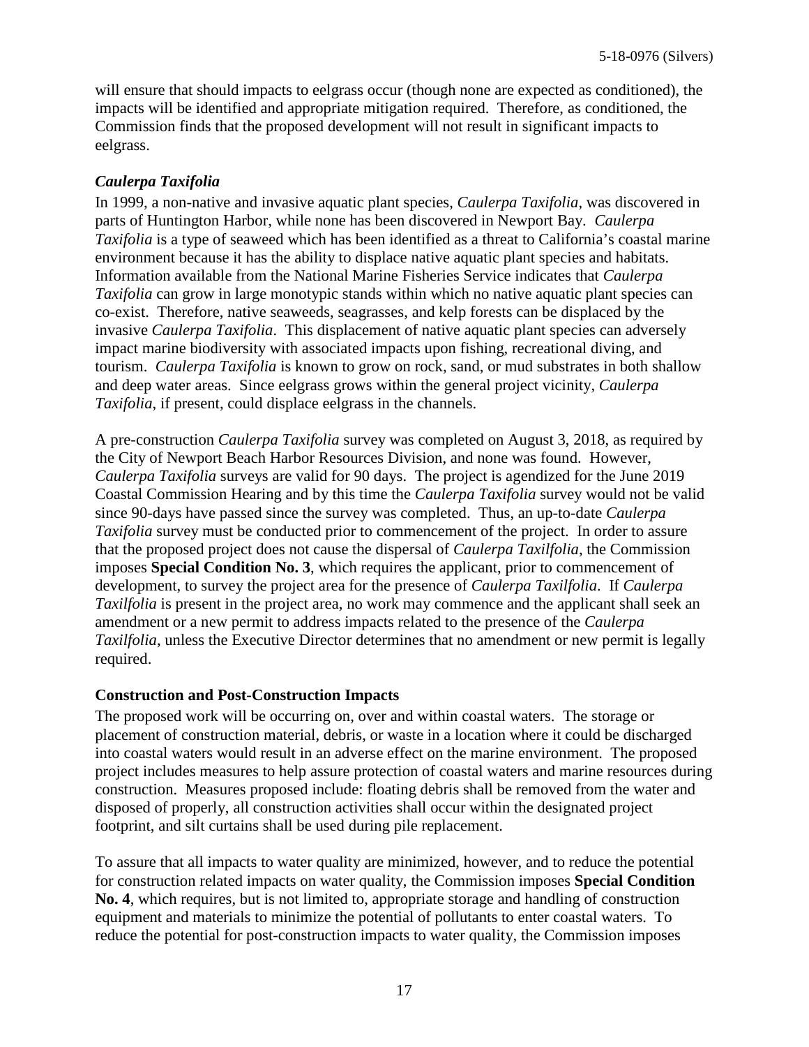will ensure that should impacts to eelgrass occur (though none are expected as conditioned), the impacts will be identified and appropriate mitigation required. Therefore, as conditioned, the Commission finds that the proposed development will not result in significant impacts to eelgrass.

### *Caulerpa Taxifolia*

In 1999, a non-native and invasive aquatic plant species, *Caulerpa Taxifolia*, was discovered in parts of Huntington Harbor, while none has been discovered in Newport Bay. *Caulerpa Taxifolia* is a type of seaweed which has been identified as a threat to California's coastal marine environment because it has the ability to displace native aquatic plant species and habitats. Information available from the National Marine Fisheries Service indicates that *Caulerpa Taxifolia* can grow in large monotypic stands within which no native aquatic plant species can co-exist. Therefore, native seaweeds, seagrasses, and kelp forests can be displaced by the invasive *Caulerpa Taxifolia*. This displacement of native aquatic plant species can adversely impact marine biodiversity with associated impacts upon fishing, recreational diving, and tourism. *Caulerpa Taxifolia* is known to grow on rock, sand, or mud substrates in both shallow and deep water areas. Since eelgrass grows within the general project vicinity, *Caulerpa Taxifolia*, if present, could displace eelgrass in the channels.

A pre-construction *Caulerpa Taxifolia* survey was completed on August 3, 2018, as required by the City of Newport Beach Harbor Resources Division, and none was found. However, *Caulerpa Taxifolia* surveys are valid for 90 days. The project is agendized for the June 2019 Coastal Commission Hearing and by this time the *Caulerpa Taxifolia* survey would not be valid since 90-days have passed since the survey was completed. Thus, an up-to-date *Caulerpa Taxifolia* survey must be conducted prior to commencement of the project. In order to assure that the proposed project does not cause the dispersal of *Caulerpa Taxilfolia*, the Commission imposes **Special Condition No. 3**, which requires the applicant, prior to commencement of development, to survey the project area for the presence of *Caulerpa Taxilfolia*. If *Caulerpa Taxilfolia* is present in the project area, no work may commence and the applicant shall seek an amendment or a new permit to address impacts related to the presence of the *Caulerpa Taxilfolia*, unless the Executive Director determines that no amendment or new permit is legally required.

### Construction and Post-Construction Impacts

The proposed work will be occurring on, over and within coastal waters. The storage or placement of construction material, debris, or waste in a location where it could be discharged into coastal waters would result in an adverse effect on the marine environment. The proposed project includes measures to help assure protection of coastal waters and marine resources during construction. Measures proposed include: floating debris shall be removed from the water and disposed of properly, all construction activities shall occur within the designated project footprint, and silt curtains shall be used during pile replacement.

To assure that all impacts to water quality are minimized, however, and to reduce the potential for construction related impacts on water quality, the Commission imposes **Special Condition No. 4**, which requires, but is not limited to, appropriate storage and handling of construction equipment and materials to minimize the potential of pollutants to enter coastal waters. To reduce the potential for post-construction impacts to water quality, the Commission imposes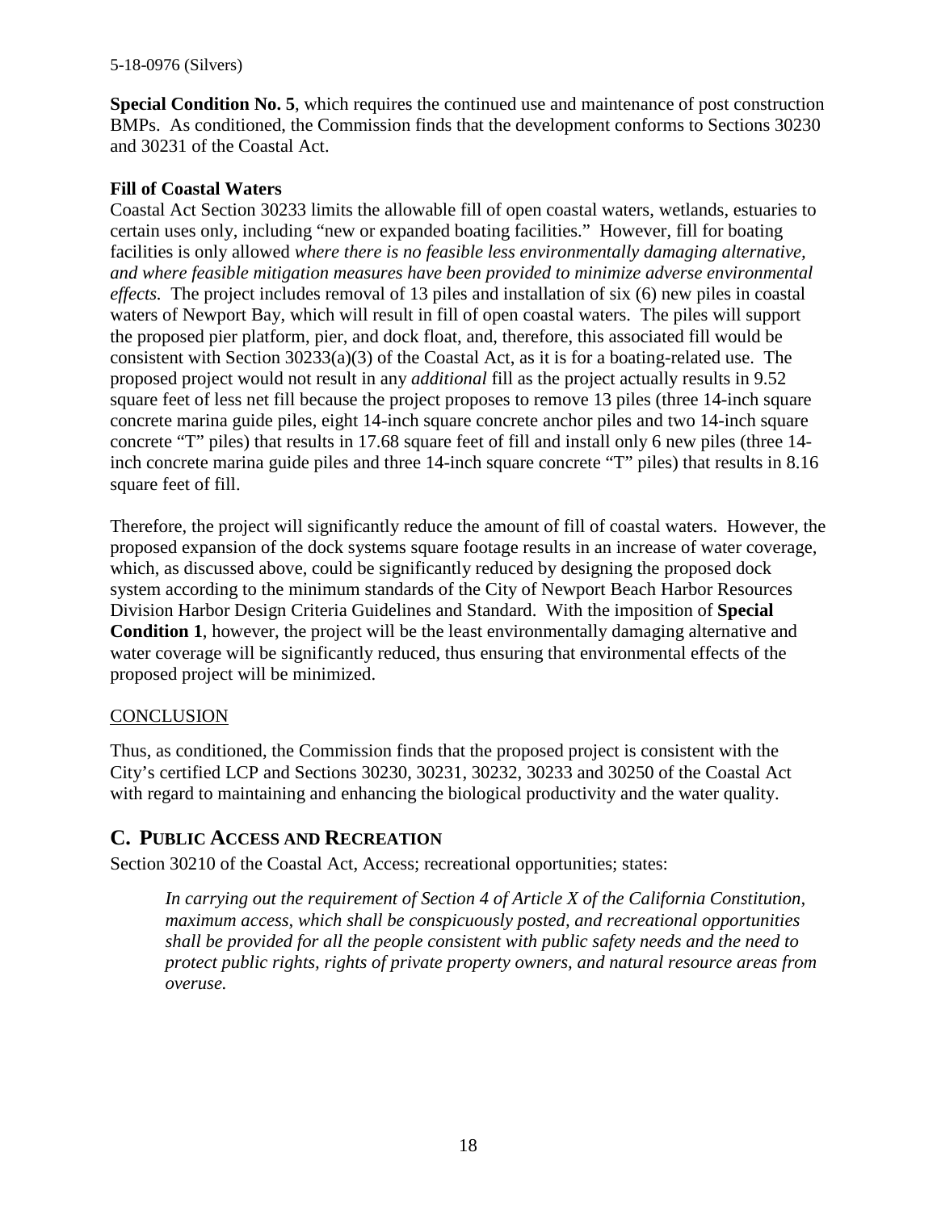**Special Condition No. 5**, which requires the continued use and maintenance of post construction BMPs. As conditioned, the Commission finds that the development conforms to Sections 30230 and 30231 of the Coastal Act.

**Fill of Coastal Waters**

Coastal Act Section 30233 limits the allowable fill of open coastal waters, wetlands, estuaries to certain uses only, including "new or expanded boating facilities." However, fill for boating facilities is only allowed *where there is no feasible less environmentally damaging alternative, and where feasible mitigation measures have been provided to minimize adverse environmental effects.* The project includes removal of 13 piles and installation of six (6) new piles in coastal waters of Newport Bay, which will result in fill of open coastal waters. The piles will support the proposed pier platform, pier, and dock float, and, therefore, this associated fill would be consistent with Section 30233(a)(3) of the Coastal Act, as it is for a boating-related use. The proposed project would not result in any *additional* fill as the project actually results in 9.52 square feet of less net fill because the project proposes to remove 13 piles (three 14-inch square concrete marina guide piles, eight 14-inch square concrete anchor piles and two 14-inch square concrete "T" piles) that results in 17.68 square feet of fill and install only 6 new piles (three 14-inch concrete marina guide piles and three 14-inch square concrete "T" piles) that results in 8.16 square feet of fill.

Therefore, the project will significantly reduce the amount of fill of coastal waters. However, the proposed expansion of the dock systems square footage results in an increase of water coverage, which, as discussed above, could be significantly reduced by designing the proposed dock system according to the minimum standards of the City of Newport Beach Harbor Resources Division Harbor Design Criteria Guidelines and Standard. With the imposition of **Special Condition 1**, however, the project will be the least environmentally damaging alternative and water coverage will be significantly reduced, thus ensuring that environmental effects of the proposed project will be minimized.

CONCLUSION

Thus, as conditioned, the Commission finds that the proposed project is consistent with the City's certified LCP and Sections 30230, 30231, 30232, 30233 and 30250 of the Coastal Act with regard to maintaining and enhancing the biological productivity and the water quality.

## C. Public Access and Recreation

Section 30210 of the Coastal Act, Access; recreational opportunities; states:

> *In carrying out the requirement of Section 4 of Article X of the California Constitution, maximum access, which shall be conspicuously posted, and recreational opportunities shall be provided for all the people consistent with public safety needs and the need to protect public rights, rights of private property owners, and natural resource areas from overuse.*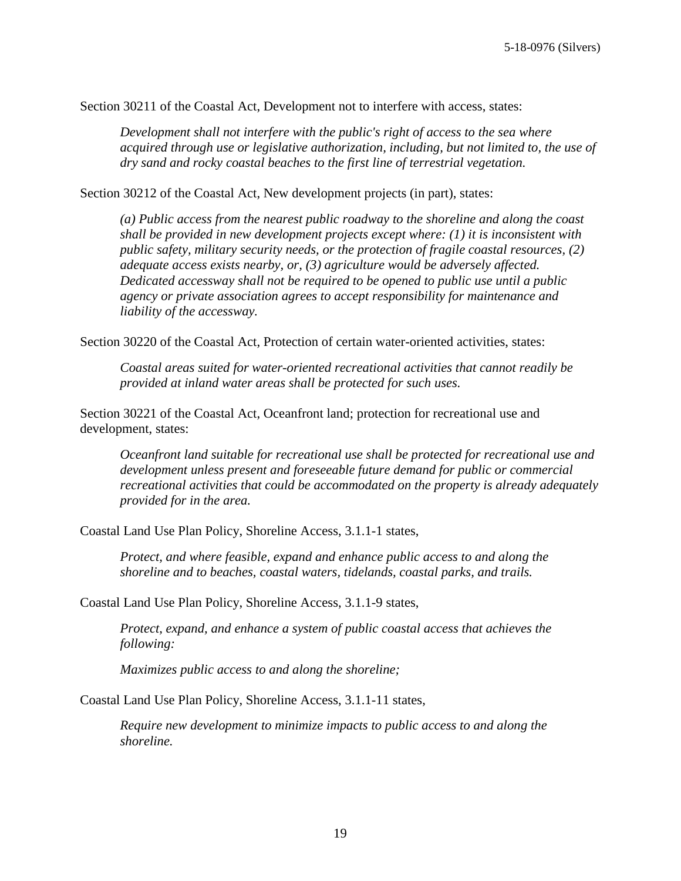Section 30211 of the Coastal Act, Development not to interfere with access, states:

> *Development shall not interfere with the public's right of access to the sea where acquired through use or legislative authorization, including, but not limited to, the use of dry sand and rocky coastal beaches to the first line of terrestrial vegetation.*

Section 30212 of the Coastal Act, New development projects (in part), states:

> *(a) Public access from the nearest public roadway to the shoreline and along the coast shall be provided in new development projects except where: (1) it is inconsistent with public safety, military security needs, or the protection of fragile coastal resources, (2) adequate access exists nearby, or, (3) agriculture would be adversely affected. Dedicated accessway shall not be required to be opened to public use until a public agency or private association agrees to accept responsibility for maintenance and liability of the accessway.*

Section 30220 of the Coastal Act, Protection of certain water-oriented activities, states:

> *Coastal areas suited for water-oriented recreational activities that cannot readily be provided at inland water areas shall be protected for such uses.*

Section 30221 of the Coastal Act, Oceanfront land; protection for recreational use and development, states:

> *Oceanfront land suitable for recreational use shall be protected for recreational use and development unless present and foreseeable future demand for public or commercial recreational activities that could be accommodated on the property is already adequately provided for in the area.*

Coastal Land Use Plan Policy, Shoreline Access, 3.1.1-1 states,

> *Protect, and where feasible, expand and enhance public access to and along the shoreline and to beaches, coastal waters, tidelands, coastal parks, and trails.*

Coastal Land Use Plan Policy, Shoreline Access, 3.1.1-9 states,

> *Protect, expand, and enhance a system of public coastal access that achieves the following:*
>
> *Maximizes public access to and along the shoreline;*

Coastal Land Use Plan Policy, Shoreline Access, 3.1.1-11 states,

> *Require new development to minimize impacts to public access to and along the shoreline.*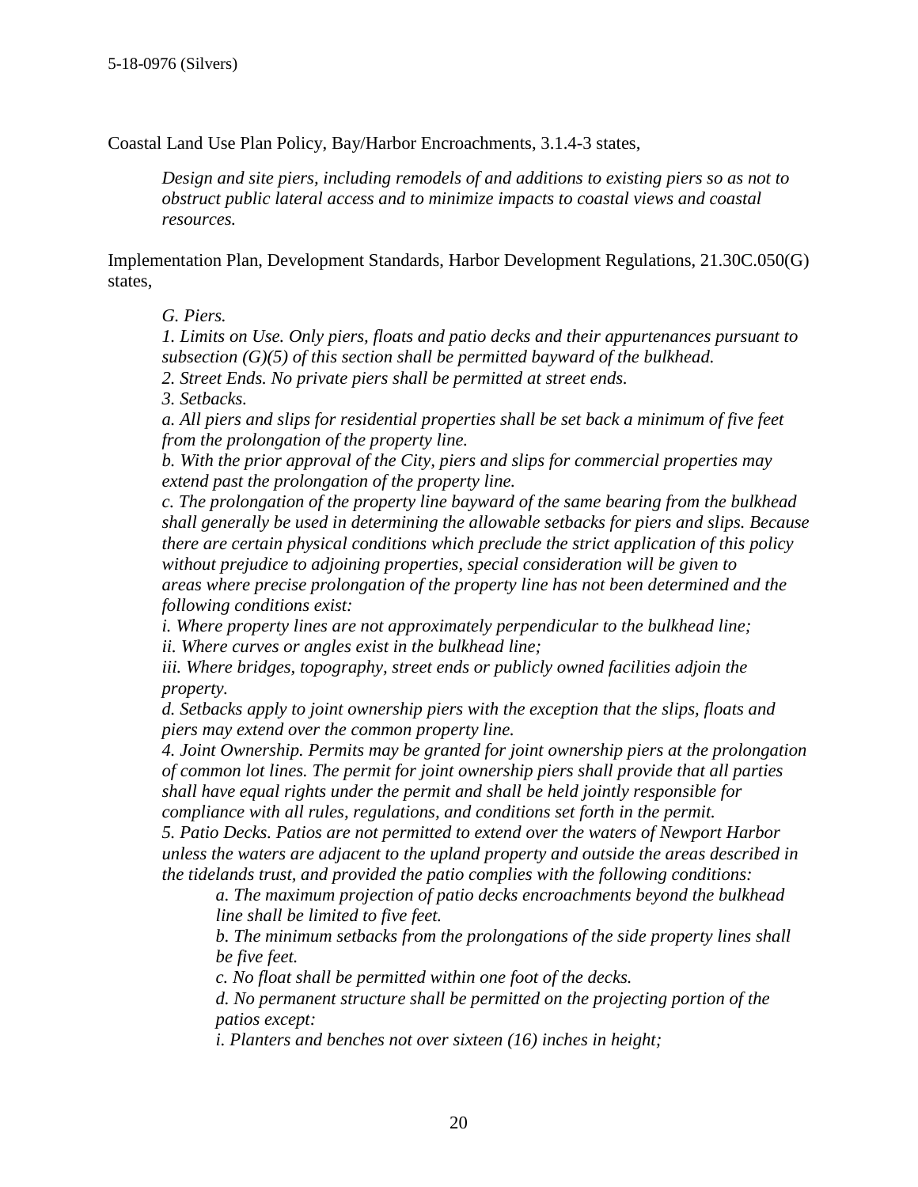Coastal Land Use Plan Policy, Bay/Harbor Encroachments, 3.1.4-3 states,

> *Design and site piers, including remodels of and additions to existing piers so as not to obstruct public lateral access and to minimize impacts to coastal views and coastal resources.*

Implementation Plan, Development Standards, Harbor Development Regulations, 21.30C.050(G) states,

> *G. Piers.*
> *1. Limits on Use. Only piers, floats and patio decks and their appurtenances pursuant to subsection (G)(5) of this section shall be permitted bayward of the bulkhead.*
> *2. Street Ends. No private piers shall be permitted at street ends.*
> *3. Setbacks.*
> *a. All piers and slips for residential properties shall be set back a minimum of five feet from the prolongation of the property line.*
> *b. With the prior approval of the City, piers and slips for commercial properties may extend past the prolongation of the property line.*
> *c. The prolongation of the property line bayward of the same bearing from the bulkhead shall generally be used in determining the allowable setbacks for piers and slips. Because there are certain physical conditions which preclude the strict application of this policy without prejudice to adjoining properties, special consideration will be given to areas where precise prolongation of the property line has not been determined and the following conditions exist:*
> *i. Where property lines are not approximately perpendicular to the bulkhead line;*
> *ii. Where curves or angles exist in the bulkhead line;*
> *iii. Where bridges, topography, street ends or publicly owned facilities adjoin the property.*
> *d. Setbacks apply to joint ownership piers with the exception that the slips, floats and piers may extend over the common property line.*
> *4. Joint Ownership. Permits may be granted for joint ownership piers at the prolongation of common lot lines. The permit for joint ownership piers shall provide that all parties shall have equal rights under the permit and shall be held jointly responsible for compliance with all rules, regulations, and conditions set forth in the permit.*
> *5. Patio Decks. Patios are not permitted to extend over the waters of Newport Harbor unless the waters are adjacent to the upland property and outside the areas described in the tidelands trust, and provided the patio complies with the following conditions:*
>
> > *a. The maximum projection of patio decks encroachments beyond the bulkhead line shall be limited to five feet.*
> > *b. The minimum setbacks from the prolongations of the side property lines shall be five feet.*
> > *c. No float shall be permitted within one foot of the decks.*
> > *d. No permanent structure shall be permitted on the projecting portion of the patios except:*
> > *i. Planters and benches not over sixteen (16) inches in height;*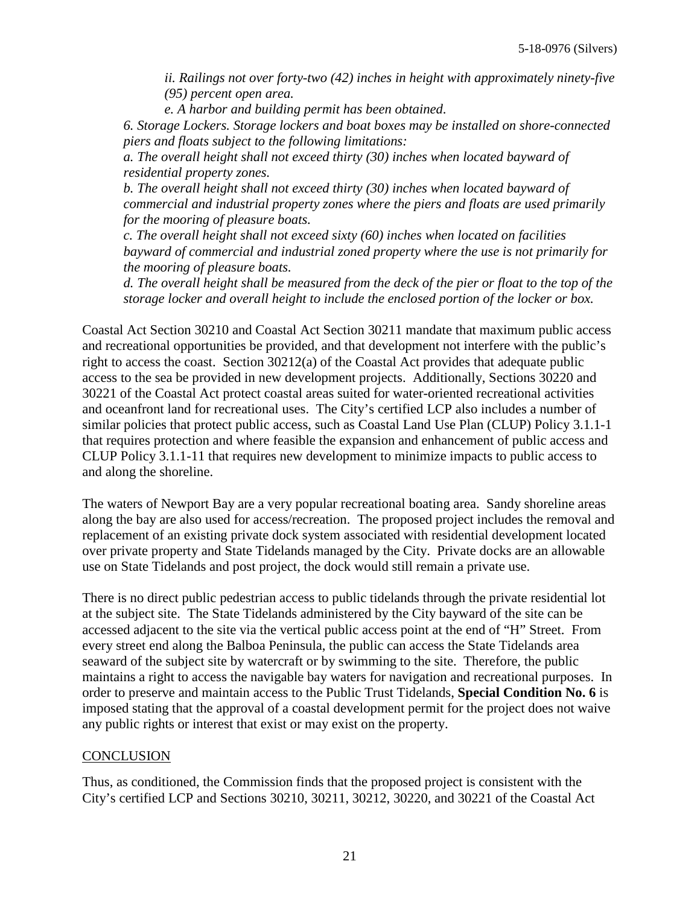*ii. Railings not over forty-two (42) inches in height with approximately ninety-five (95) percent open area.*

*e. A harbor and building permit has been obtained.*

*6. Storage Lockers. Storage lockers and boat boxes may be installed on shore-connected piers and floats subject to the following limitations:*

*a. The overall height shall not exceed thirty (30) inches when located bayward of residential property zones.*

*b. The overall height shall not exceed thirty (30) inches when located bayward of commercial and industrial property zones where the piers and floats are used primarily for the mooring of pleasure boats.*

*c. The overall height shall not exceed sixty (60) inches when located on facilities bayward of commercial and industrial zoned property where the use is not primarily for the mooring of pleasure boats.*

*d. The overall height shall be measured from the deck of the pier or float to the top of the storage locker and overall height to include the enclosed portion of the locker or box.*

Coastal Act Section 30210 and Coastal Act Section 30211 mandate that maximum public access and recreational opportunities be provided, and that development not interfere with the public's right to access the coast. Section 30212(a) of the Coastal Act provides that adequate public access to the sea be provided in new development projects. Additionally, Sections 30220 and 30221 of the Coastal Act protect coastal areas suited for water-oriented recreational activities and oceanfront land for recreational uses. The City's certified LCP also includes a number of similar policies that protect public access, such as Coastal Land Use Plan (CLUP) Policy 3.1.1-1 that requires protection and where feasible the expansion and enhancement of public access and CLUP Policy 3.1.1-11 that requires new development to minimize impacts to public access to and along the shoreline.

The waters of Newport Bay are a very popular recreational boating area. Sandy shoreline areas along the bay are also used for access/recreation. The proposed project includes the removal and replacement of an existing private dock system associated with residential development located over private property and State Tidelands managed by the City. Private docks are an allowable use on State Tidelands and post project, the dock would still remain a private use.

There is no direct public pedestrian access to public tidelands through the private residential lot at the subject site. The State Tidelands administered by the City bayward of the site can be accessed adjacent to the site via the vertical public access point at the end of "H" Street. From every street end along the Balboa Peninsula, the public can access the State Tidelands area seaward of the subject site by watercraft or by swimming to the site. Therefore, the public maintains a right to access the navigable bay waters for navigation and recreational purposes. In order to preserve and maintain access to the Public Trust Tidelands, **Special Condition No. 6** is imposed stating that the approval of a coastal development permit for the project does not waive any public rights or interest that exist or may exist on the property.

## CONCLUSION

Thus, as conditioned, the Commission finds that the proposed project is consistent with the City's certified LCP and Sections 30210, 30211, 30212, 30220, and 30221 of the Coastal Act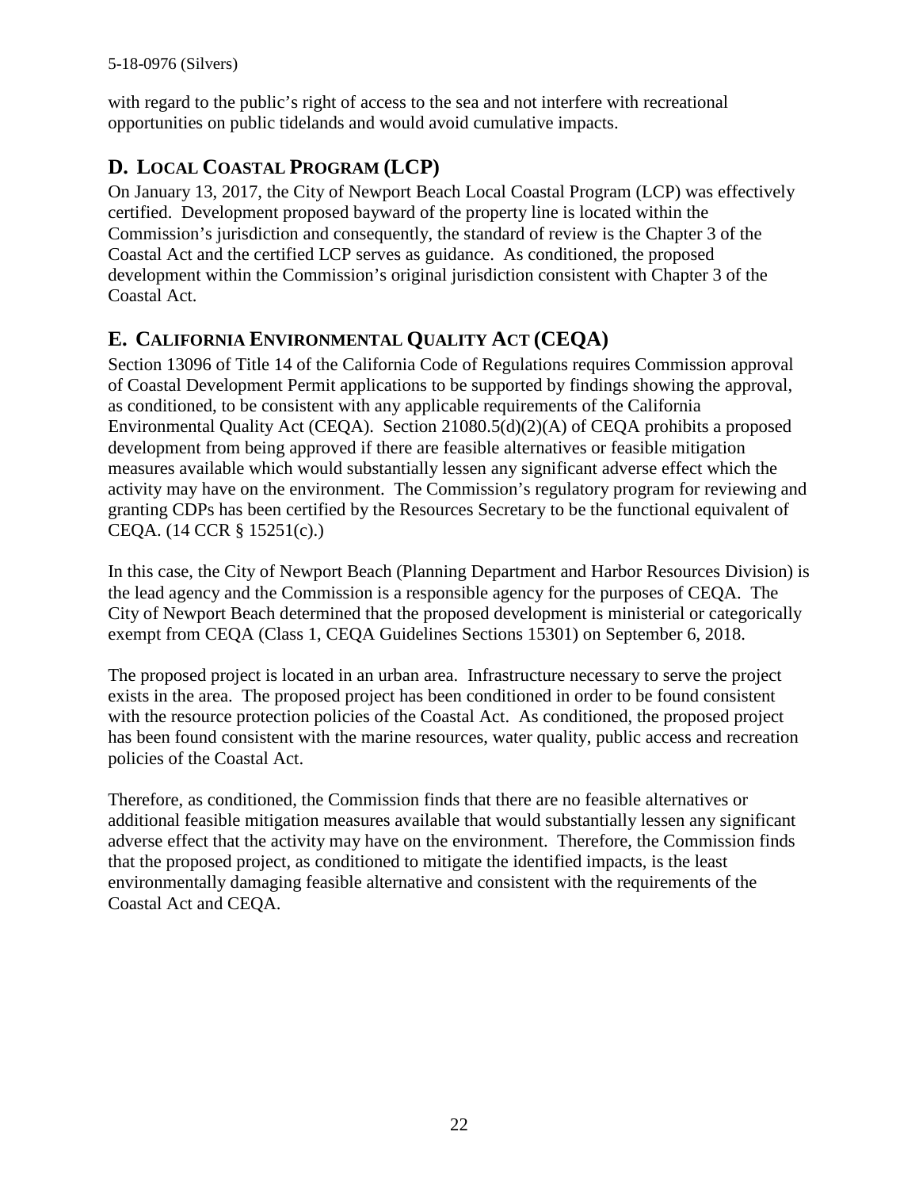with regard to the public's right of access to the sea and not interfere with recreational opportunities on public tidelands and would avoid cumulative impacts.

## D. LOCAL COASTAL PROGRAM (LCP)

On January 13, 2017, the City of Newport Beach Local Coastal Program (LCP) was effectively certified. Development proposed bayward of the property line is located within the Commission's jurisdiction and consequently, the standard of review is the Chapter 3 of the Coastal Act and the certified LCP serves as guidance. As conditioned, the proposed development within the Commission's original jurisdiction consistent with Chapter 3 of the Coastal Act.

## E. CALIFORNIA ENVIRONMENTAL QUALITY ACT (CEQA)

Section 13096 of Title 14 of the California Code of Regulations requires Commission approval of Coastal Development Permit applications to be supported by findings showing the approval, as conditioned, to be consistent with any applicable requirements of the California Environmental Quality Act (CEQA). Section 21080.5(d)(2)(A) of CEQA prohibits a proposed development from being approved if there are feasible alternatives or feasible mitigation measures available which would substantially lessen any significant adverse effect which the activity may have on the environment. The Commission's regulatory program for reviewing and granting CDPs has been certified by the Resources Secretary to be the functional equivalent of CEQA. (14 CCR § 15251(c).)

In this case, the City of Newport Beach (Planning Department and Harbor Resources Division) is the lead agency and the Commission is a responsible agency for the purposes of CEQA. The City of Newport Beach determined that the proposed development is ministerial or categorically exempt from CEQA (Class 1, CEQA Guidelines Sections 15301) on September 6, 2018.

The proposed project is located in an urban area. Infrastructure necessary to serve the project exists in the area. The proposed project has been conditioned in order to be found consistent with the resource protection policies of the Coastal Act. As conditioned, the proposed project has been found consistent with the marine resources, water quality, public access and recreation policies of the Coastal Act.

Therefore, as conditioned, the Commission finds that there are no feasible alternatives or additional feasible mitigation measures available that would substantially lessen any significant adverse effect that the activity may have on the environment. Therefore, the Commission finds that the proposed project, as conditioned to mitigate the identified impacts, is the least environmentally damaging feasible alternative and consistent with the requirements of the Coastal Act and CEQA.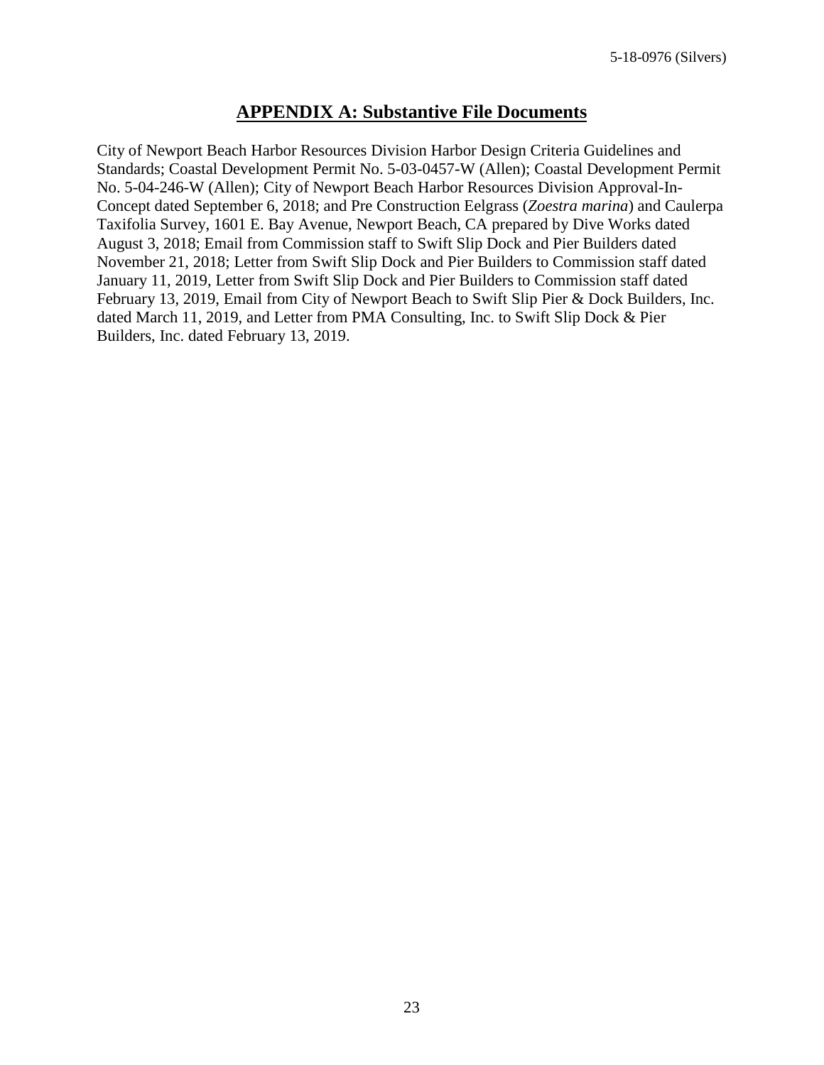## APPENDIX A: Substantive File Documents

City of Newport Beach Harbor Resources Division Harbor Design Criteria Guidelines and Standards; Coastal Development Permit No. 5-03-0457-W (Allen); Coastal Development Permit No. 5-04-246-W (Allen); City of Newport Beach Harbor Resources Division Approval-In-Concept dated September 6, 2018; and Pre Construction Eelgrass (*Zoestra marina*) and Caulerpa Taxifolia Survey, 1601 E. Bay Avenue, Newport Beach, CA prepared by Dive Works dated August 3, 2018; Email from Commission staff to Swift Slip Dock and Pier Builders dated November 21, 2018; Letter from Swift Slip Dock and Pier Builders to Commission staff dated January 11, 2019, Letter from Swift Slip Dock and Pier Builders to Commission staff dated February 13, 2019, Email from City of Newport Beach to Swift Slip Pier & Dock Builders, Inc. dated March 11, 2019, and Letter from PMA Consulting, Inc. to Swift Slip Dock & Pier Builders, Inc. dated February 13, 2019.